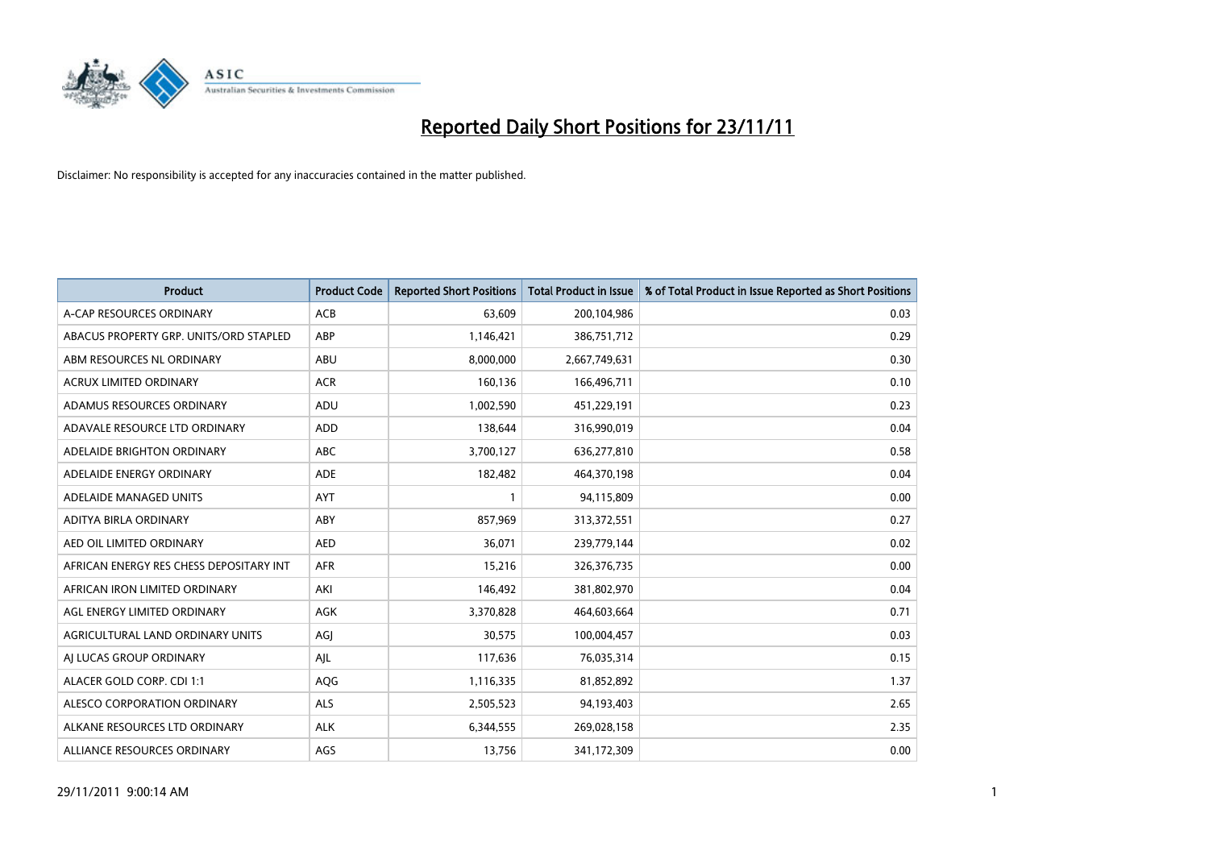# Reported Daily Short Positions for 23/11/11

Disclaimer: No responsibility is accepted for any inaccuracies contained in the matter published.

| Product | Product Code | Reported Short Positions | Total Product in Issue | % of Total Product in Issue Reported as Short Positions |
| --- | --- | --- | --- | --- |
| A-CAP RESOURCES ORDINARY | ACB | 63,609 | 200,104,986 | 0.03 |
| ABACUS PROPERTY GRP. UNITS/ORD STAPLED | ABP | 1,146,421 | 386,751,712 | 0.29 |
| ABM RESOURCES NL ORDINARY | ABU | 8,000,000 | 2,667,749,631 | 0.30 |
| ACRUX LIMITED ORDINARY | ACR | 160,136 | 166,496,711 | 0.10 |
| ADAMUS RESOURCES ORDINARY | ADU | 1,002,590 | 451,229,191 | 0.23 |
| ADAVALE RESOURCE LTD ORDINARY | ADD | 138,644 | 316,990,019 | 0.04 |
| ADELAIDE BRIGHTON ORDINARY | ABC | 3,700,127 | 636,277,810 | 0.58 |
| ADELAIDE ENERGY ORDINARY | ADE | 182,482 | 464,370,198 | 0.04 |
| ADELAIDE MANAGED UNITS | AYT | 1 | 94,115,809 | 0.00 |
| ADITYA BIRLA ORDINARY | ABY | 857,969 | 313,372,551 | 0.27 |
| AED OIL LIMITED ORDINARY | AED | 36,071 | 239,779,144 | 0.02 |
| AFRICAN ENERGY RES CHESS DEPOSITARY INT | AFR | 15,216 | 326,376,735 | 0.00 |
| AFRICAN IRON LIMITED ORDINARY | AKI | 146,492 | 381,802,970 | 0.04 |
| AGL ENERGY LIMITED ORDINARY | AGK | 3,370,828 | 464,603,664 | 0.71 |
| AGRICULTURAL LAND ORDINARY UNITS | AGJ | 30,575 | 100,004,457 | 0.03 |
| AJ LUCAS GROUP ORDINARY | AJL | 117,636 | 76,035,314 | 0.15 |
| ALACER GOLD CORP. CDI 1:1 | AQG | 1,116,335 | 81,852,892 | 1.37 |
| ALESCO CORPORATION ORDINARY | ALS | 2,505,523 | 94,193,403 | 2.65 |
| ALKANE RESOURCES LTD ORDINARY | ALK | 6,344,555 | 269,028,158 | 2.35 |
| ALLIANCE RESOURCES ORDINARY | AGS | 13,756 | 341,172,309 | 0.00 |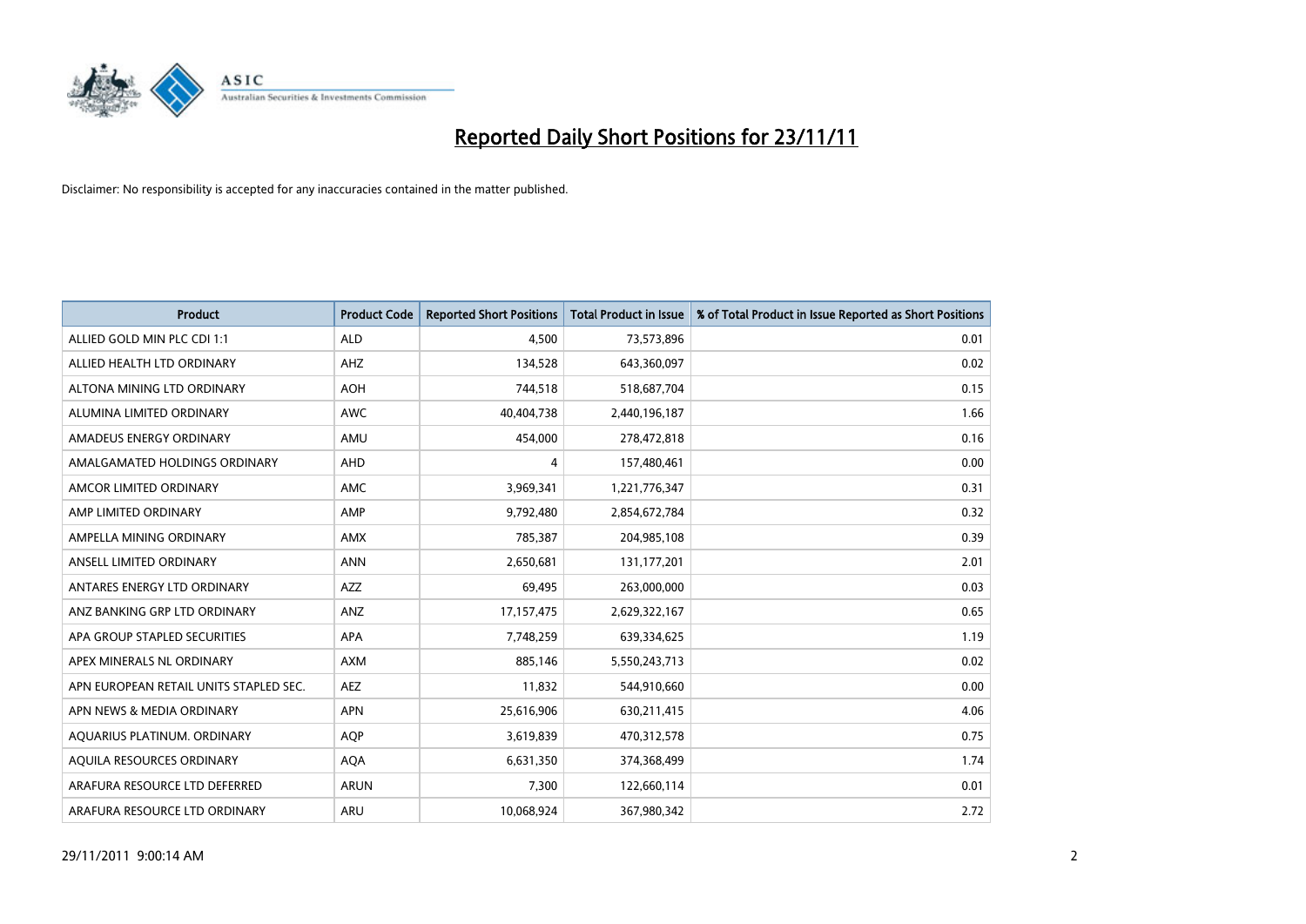# Reported Daily Short Positions for 23/11/11

Disclaimer: No responsibility is accepted for any inaccuracies contained in the matter published.

| Product | Product Code | Reported Short Positions | Total Product in Issue | % of Total Product in Issue Reported as Short Positions |
|---|---|---|---|---|
| ALLIED GOLD MIN PLC CDI 1:1 | ALD | 4,500 | 73,573,896 | 0.01 |
| ALLIED HEALTH LTD ORDINARY | AHZ | 134,528 | 643,360,097 | 0.02 |
| ALTONA MINING LTD ORDINARY | AOH | 744,518 | 518,687,704 | 0.15 |
| ALUMINA LIMITED ORDINARY | AWC | 40,404,738 | 2,440,196,187 | 1.66 |
| AMADEUS ENERGY ORDINARY | AMU | 454,000 | 278,472,818 | 0.16 |
| AMALGAMATED HOLDINGS ORDINARY | AHD | 4 | 157,480,461 | 0.00 |
| AMCOR LIMITED ORDINARY | AMC | 3,969,341 | 1,221,776,347 | 0.31 |
| AMP LIMITED ORDINARY | AMP | 9,792,480 | 2,854,672,784 | 0.32 |
| AMPELLA MINING ORDINARY | AMX | 785,387 | 204,985,108 | 0.39 |
| ANSELL LIMITED ORDINARY | ANN | 2,650,681 | 131,177,201 | 2.01 |
| ANTARES ENERGY LTD ORDINARY | AZZ | 69,495 | 263,000,000 | 0.03 |
| ANZ BANKING GRP LTD ORDINARY | ANZ | 17,157,475 | 2,629,322,167 | 0.65 |
| APA GROUP STAPLED SECURITIES | APA | 7,748,259 | 639,334,625 | 1.19 |
| APEX MINERALS NL ORDINARY | AXM | 885,146 | 5,550,243,713 | 0.02 |
| APN EUROPEAN RETAIL UNITS STAPLED SEC. | AEZ | 11,832 | 544,910,660 | 0.00 |
| APN NEWS & MEDIA ORDINARY | APN | 25,616,906 | 630,211,415 | 4.06 |
| AQUARIUS PLATINUM. ORDINARY | AQP | 3,619,839 | 470,312,578 | 0.75 |
| AQUILA RESOURCES ORDINARY | AQA | 6,631,350 | 374,368,499 | 1.74 |
| ARAFURA RESOURCE LTD DEFERRED | ARUN | 7,300 | 122,660,114 | 0.01 |
| ARAFURA RESOURCE LTD ORDINARY | ARU | 10,068,924 | 367,980,342 | 2.72 |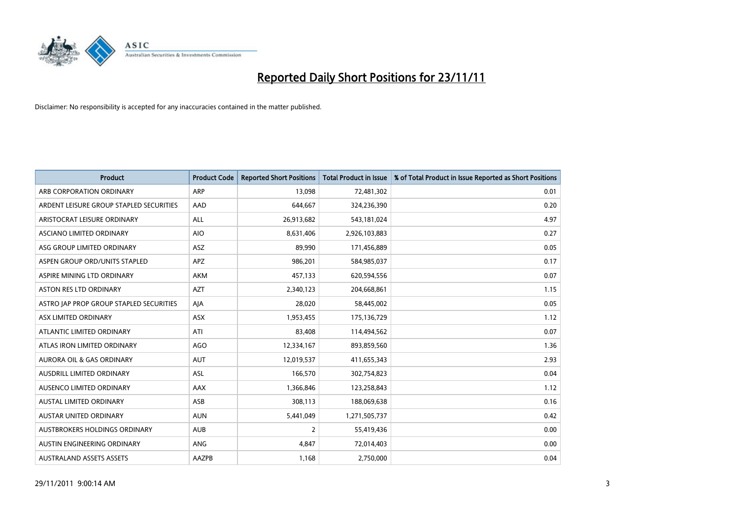# Reported Daily Short Positions for 23/11/11

Disclaimer: No responsibility is accepted for any inaccuracies contained in the matter published.

| Product | Product Code | Reported Short Positions | Total Product in Issue | % of Total Product in Issue Reported as Short Positions |
|---|---|---|---|---|
| ARB CORPORATION ORDINARY | ARP | 13,098 | 72,481,302 | 0.01 |
| ARDENT LEISURE GROUP STAPLED SECURITIES | AAD | 644,667 | 324,236,390 | 0.20 |
| ARISTOCRAT LEISURE ORDINARY | ALL | 26,913,682 | 543,181,024 | 4.97 |
| ASCIANO LIMITED ORDINARY | AIO | 8,631,406 | 2,926,103,883 | 0.27 |
| ASG GROUP LIMITED ORDINARY | ASZ | 89,990 | 171,456,889 | 0.05 |
| ASPEN GROUP ORD/UNITS STAPLED | APZ | 986,201 | 584,985,037 | 0.17 |
| ASPIRE MINING LTD ORDINARY | AKM | 457,133 | 620,594,556 | 0.07 |
| ASTON RES LTD ORDINARY | AZT | 2,340,123 | 204,668,861 | 1.15 |
| ASTRO JAP PROP GROUP STAPLED SECURITIES | AJA | 28,020 | 58,445,002 | 0.05 |
| ASX LIMITED ORDINARY | ASX | 1,953,455 | 175,136,729 | 1.12 |
| ATLANTIC LIMITED ORDINARY | ATI | 83,408 | 114,494,562 | 0.07 |
| ATLAS IRON LIMITED ORDINARY | AGO | 12,334,167 | 893,859,560 | 1.36 |
| AURORA OIL & GAS ORDINARY | AUT | 12,019,537 | 411,655,343 | 2.93 |
| AUSDRILL LIMITED ORDINARY | ASL | 166,570 | 302,754,823 | 0.04 |
| AUSENCO LIMITED ORDINARY | AAX | 1,366,846 | 123,258,843 | 1.12 |
| AUSTAL LIMITED ORDINARY | ASB | 308,113 | 188,069,638 | 0.16 |
| AUSTAR UNITED ORDINARY | AUN | 5,441,049 | 1,271,505,737 | 0.42 |
| AUSTBROKERS HOLDINGS ORDINARY | AUB | 2 | 55,419,436 | 0.00 |
| AUSTIN ENGINEERING ORDINARY | ANG | 4,847 | 72,014,403 | 0.00 |
| AUSTRALAND ASSETS ASSETS | AAZPB | 1,168 | 2,750,000 | 0.04 |

29/11/2011 9:00:14 AM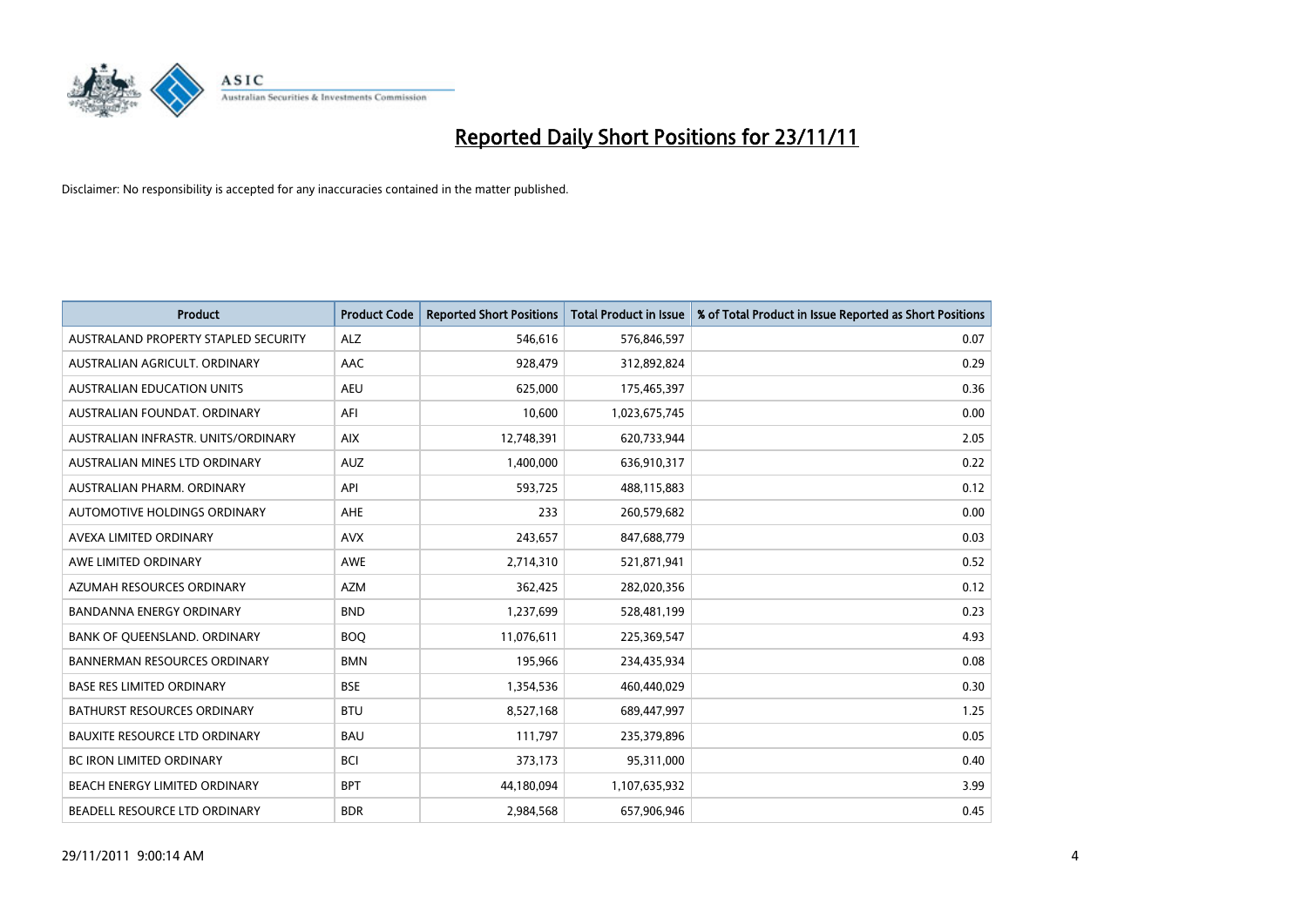# Reported Daily Short Positions for 23/11/11

Disclaimer: No responsibility is accepted for any inaccuracies contained in the matter published.

| Product | Product Code | Reported Short Positions | Total Product in Issue | % of Total Product in Issue Reported as Short Positions |
|---|---|---|---|---|
| AUSTRALAND PROPERTY STAPLED SECURITY | ALZ | 546,616 | 576,846,597 | 0.07 |
| AUSTRALIAN AGRICULT. ORDINARY | AAC | 928,479 | 312,892,824 | 0.29 |
| AUSTRALIAN EDUCATION UNITS | AEU | 625,000 | 175,465,397 | 0.36 |
| AUSTRALIAN FOUNDAT. ORDINARY | AFI | 10,600 | 1,023,675,745 | 0.00 |
| AUSTRALIAN INFRASTR. UNITS/ORDINARY | AIX | 12,748,391 | 620,733,944 | 2.05 |
| AUSTRALIAN MINES LTD ORDINARY | AUZ | 1,400,000 | 636,910,317 | 0.22 |
| AUSTRALIAN PHARM. ORDINARY | API | 593,725 | 488,115,883 | 0.12 |
| AUTOMOTIVE HOLDINGS ORDINARY | AHE | 233 | 260,579,682 | 0.00 |
| AVEXA LIMITED ORDINARY | AVX | 243,657 | 847,688,779 | 0.03 |
| AWE LIMITED ORDINARY | AWE | 2,714,310 | 521,871,941 | 0.52 |
| AZUMAH RESOURCES ORDINARY | AZM | 362,425 | 282,020,356 | 0.12 |
| BANDANNA ENERGY ORDINARY | BND | 1,237,699 | 528,481,199 | 0.23 |
| BANK OF QUEENSLAND. ORDINARY | BOQ | 11,076,611 | 225,369,547 | 4.93 |
| BANNERMAN RESOURCES ORDINARY | BMN | 195,966 | 234,435,934 | 0.08 |
| BASE RES LIMITED ORDINARY | BSE | 1,354,536 | 460,440,029 | 0.30 |
| BATHURST RESOURCES ORDINARY | BTU | 8,527,168 | 689,447,997 | 1.25 |
| BAUXITE RESOURCE LTD ORDINARY | BAU | 111,797 | 235,379,896 | 0.05 |
| BC IRON LIMITED ORDINARY | BCI | 373,173 | 95,311,000 | 0.40 |
| BEACH ENERGY LIMITED ORDINARY | BPT | 44,180,094 | 1,107,635,932 | 3.99 |
| BEADELL RESOURCE LTD ORDINARY | BDR | 2,984,568 | 657,906,946 | 0.45 |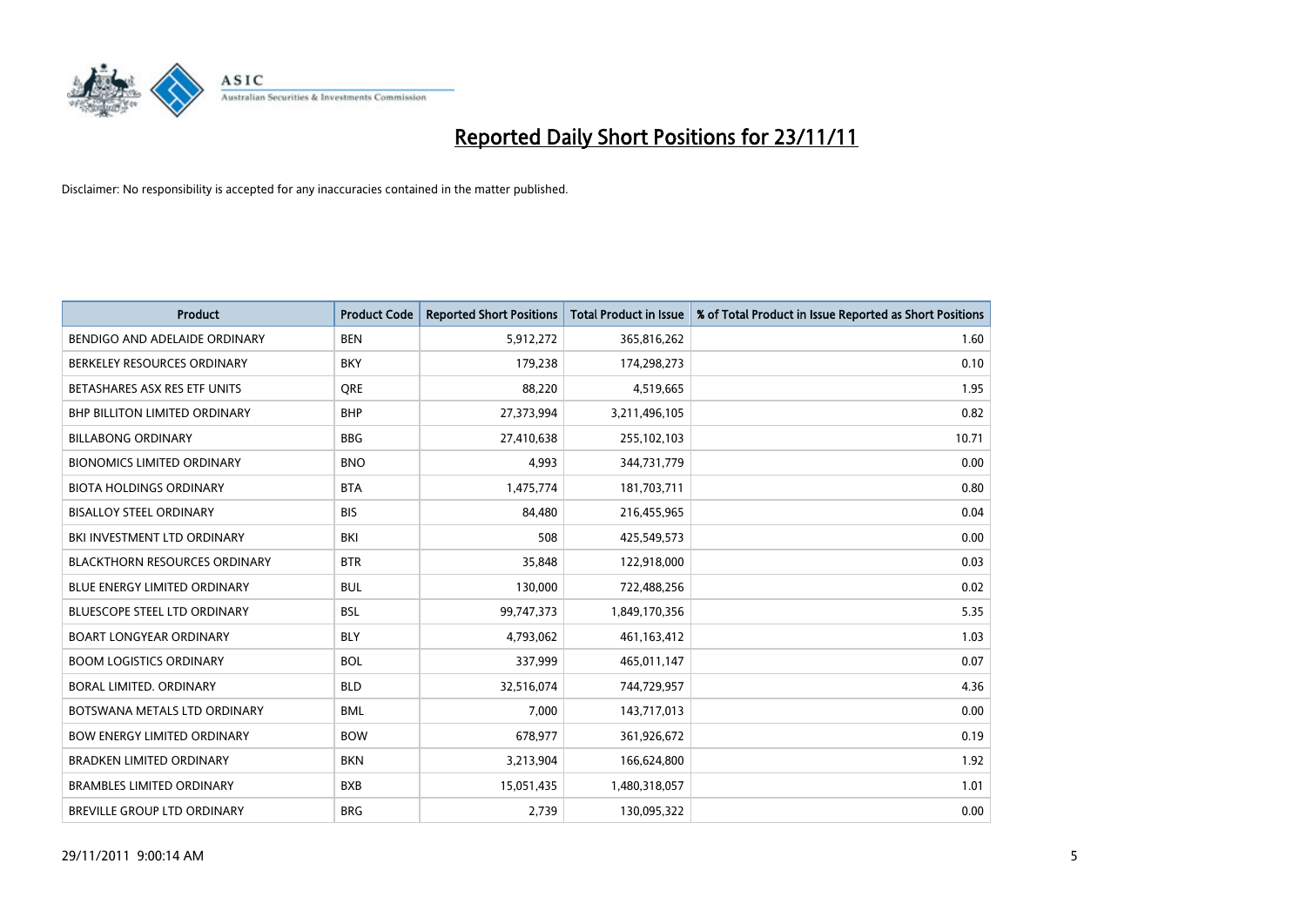# Reported Daily Short Positions for 23/11/11

Disclaimer: No responsibility is accepted for any inaccuracies contained in the matter published.

| Product | Product Code | Reported Short Positions | Total Product in Issue | % of Total Product in Issue Reported as Short Positions |
|---|---|---|---|---|
| BENDIGO AND ADELAIDE ORDINARY | BEN | 5,912,272 | 365,816,262 | 1.60 |
| BERKELEY RESOURCES ORDINARY | BKY | 179,238 | 174,298,273 | 0.10 |
| BETASHARES ASX RES ETF UNITS | QRE | 88,220 | 4,519,665 | 1.95 |
| BHP BILLITON LIMITED ORDINARY | BHP | 27,373,994 | 3,211,496,105 | 0.82 |
| BILLABONG ORDINARY | BBG | 27,410,638 | 255,102,103 | 10.71 |
| BIONOMICS LIMITED ORDINARY | BNO | 4,993 | 344,731,779 | 0.00 |
| BIOTA HOLDINGS ORDINARY | BTA | 1,475,774 | 181,703,711 | 0.80 |
| BISALLOY STEEL ORDINARY | BIS | 84,480 | 216,455,965 | 0.04 |
| BKI INVESTMENT LTD ORDINARY | BKI | 508 | 425,549,573 | 0.00 |
| BLACKTHORN RESOURCES ORDINARY | BTR | 35,848 | 122,918,000 | 0.03 |
| BLUE ENERGY LIMITED ORDINARY | BUL | 130,000 | 722,488,256 | 0.02 |
| BLUESCOPE STEEL LTD ORDINARY | BSL | 99,747,373 | 1,849,170,356 | 5.35 |
| BOART LONGYEAR ORDINARY | BLY | 4,793,062 | 461,163,412 | 1.03 |
| BOOM LOGISTICS ORDINARY | BOL | 337,999 | 465,011,147 | 0.07 |
| BORAL LIMITED. ORDINARY | BLD | 32,516,074 | 744,729,957 | 4.36 |
| BOTSWANA METALS LTD ORDINARY | BML | 7,000 | 143,717,013 | 0.00 |
| BOW ENERGY LIMITED ORDINARY | BOW | 678,977 | 361,926,672 | 0.19 |
| BRADKEN LIMITED ORDINARY | BKN | 3,213,904 | 166,624,800 | 1.92 |
| BRAMBLES LIMITED ORDINARY | BXB | 15,051,435 | 1,480,318,057 | 1.01 |
| BREVILLE GROUP LTD ORDINARY | BRG | 2,739 | 130,095,322 | 0.00 |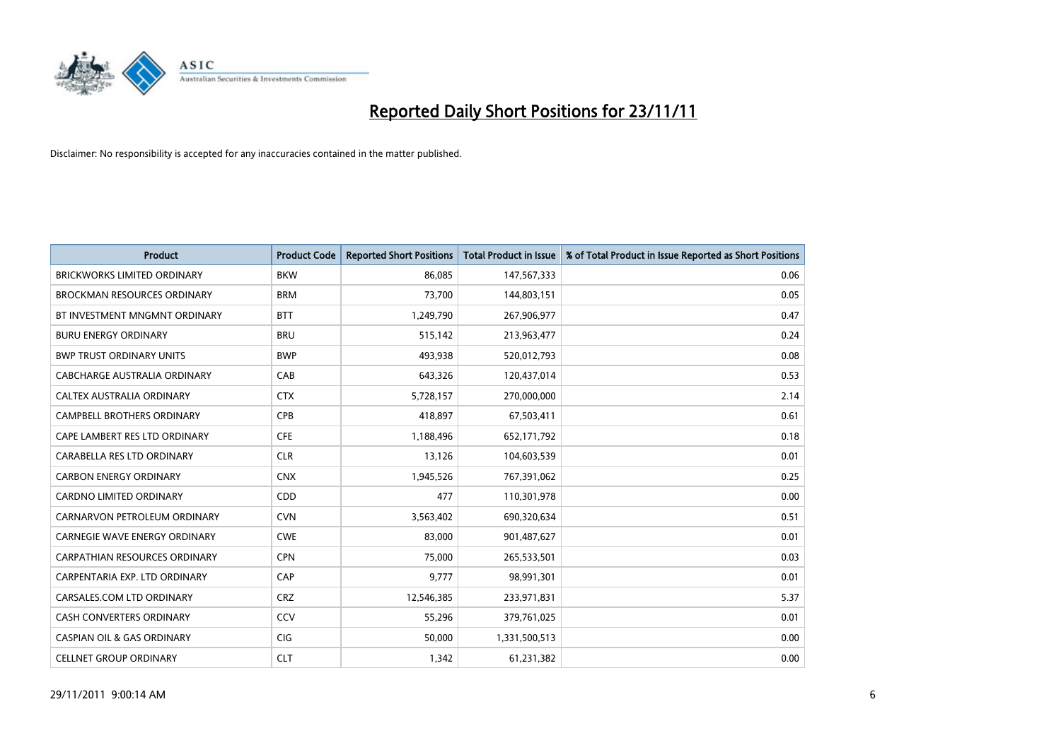# Reported Daily Short Positions for 23/11/11

Disclaimer: No responsibility is accepted for any inaccuracies contained in the matter published.

| Product | Product Code | Reported Short Positions | Total Product in Issue | % of Total Product in Issue Reported as Short Positions |
|---|---|---|---|---|
| BRICKWORKS LIMITED ORDINARY | BKW | 86,085 | 147,567,333 | 0.06 |
| BROCKMAN RESOURCES ORDINARY | BRM | 73,700 | 144,803,151 | 0.05 |
| BT INVESTMENT MNGMNT ORDINARY | BTT | 1,249,790 | 267,906,977 | 0.47 |
| BURU ENERGY ORDINARY | BRU | 515,142 | 213,963,477 | 0.24 |
| BWP TRUST ORDINARY UNITS | BWP | 493,938 | 520,012,793 | 0.08 |
| CABCHARGE AUSTRALIA ORDINARY | CAB | 643,326 | 120,437,014 | 0.53 |
| CALTEX AUSTRALIA ORDINARY | CTX | 5,728,157 | 270,000,000 | 2.14 |
| CAMPBELL BROTHERS ORDINARY | CPB | 418,897 | 67,503,411 | 0.61 |
| CAPE LAMBERT RES LTD ORDINARY | CFE | 1,188,496 | 652,171,792 | 0.18 |
| CARABELLA RES LTD ORDINARY | CLR | 13,126 | 104,603,539 | 0.01 |
| CARBON ENERGY ORDINARY | CNX | 1,945,526 | 767,391,062 | 0.25 |
| CARDNO LIMITED ORDINARY | CDD | 477 | 110,301,978 | 0.00 |
| CARNARVON PETROLEUM ORDINARY | CVN | 3,563,402 | 690,320,634 | 0.51 |
| CARNEGIE WAVE ENERGY ORDINARY | CWE | 83,000 | 901,487,627 | 0.01 |
| CARPATHIAN RESOURCES ORDINARY | CPN | 75,000 | 265,533,501 | 0.03 |
| CARPENTARIA EXP. LTD ORDINARY | CAP | 9,777 | 98,991,301 | 0.01 |
| CARSALES.COM LTD ORDINARY | CRZ | 12,546,385 | 233,971,831 | 5.37 |
| CASH CONVERTERS ORDINARY | CCV | 55,296 | 379,761,025 | 0.01 |
| CASPIAN OIL & GAS ORDINARY | CIG | 50,000 | 1,331,500,513 | 0.00 |
| CELLNET GROUP ORDINARY | CLT | 1,342 | 61,231,382 | 0.00 |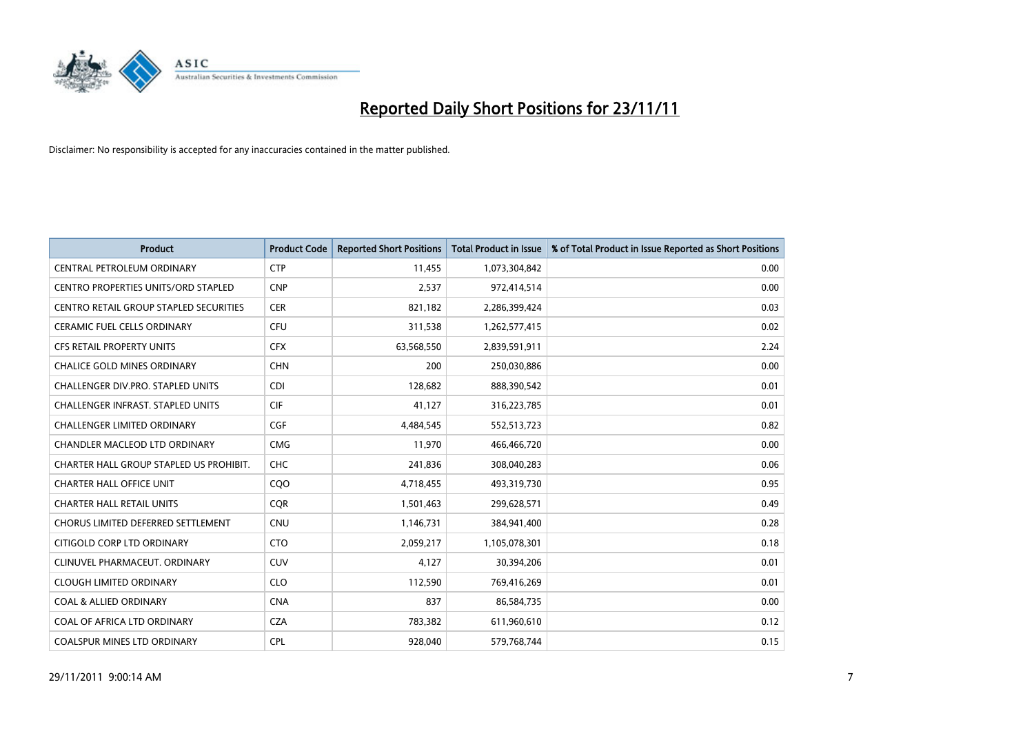# Reported Daily Short Positions for 23/11/11

Disclaimer: No responsibility is accepted for any inaccuracies contained in the matter published.

| Product | Product Code | Reported Short Positions | Total Product in Issue | % of Total Product in Issue Reported as Short Positions |
|---|---|---|---|---|
| CENTRAL PETROLEUM ORDINARY | CTP | 11,455 | 1,073,304,842 | 0.00 |
| CENTRO PROPERTIES UNITS/ORD STAPLED | CNP | 2,537 | 972,414,514 | 0.00 |
| CENTRO RETAIL GROUP STAPLED SECURITIES | CER | 821,182 | 2,286,399,424 | 0.03 |
| CERAMIC FUEL CELLS ORDINARY | CFU | 311,538 | 1,262,577,415 | 0.02 |
| CFS RETAIL PROPERTY UNITS | CFX | 63,568,550 | 2,839,591,911 | 2.24 |
| CHALICE GOLD MINES ORDINARY | CHN | 200 | 250,030,886 | 0.00 |
| CHALLENGER DIV.PRO. STAPLED UNITS | CDI | 128,682 | 888,390,542 | 0.01 |
| CHALLENGER INFRAST. STAPLED UNITS | CIF | 41,127 | 316,223,785 | 0.01 |
| CHALLENGER LIMITED ORDINARY | CGF | 4,484,545 | 552,513,723 | 0.82 |
| CHANDLER MACLEOD LTD ORDINARY | CMG | 11,970 | 466,466,720 | 0.00 |
| CHARTER HALL GROUP STAPLED US PROHIBIT. | CHC | 241,836 | 308,040,283 | 0.06 |
| CHARTER HALL OFFICE UNIT | CQO | 4,718,455 | 493,319,730 | 0.95 |
| CHARTER HALL RETAIL UNITS | CQR | 1,501,463 | 299,628,571 | 0.49 |
| CHORUS LIMITED DEFERRED SETTLEMENT | CNU | 1,146,731 | 384,941,400 | 0.28 |
| CITIGOLD CORP LTD ORDINARY | CTO | 2,059,217 | 1,105,078,301 | 0.18 |
| CLINUVEL PHARMACEUT. ORDINARY | CUV | 4,127 | 30,394,206 | 0.01 |
| CLOUGH LIMITED ORDINARY | CLO | 112,590 | 769,416,269 | 0.01 |
| COAL & ALLIED ORDINARY | CNA | 837 | 86,584,735 | 0.00 |
| COAL OF AFRICA LTD ORDINARY | CZA | 783,382 | 611,960,610 | 0.12 |
| COALSPUR MINES LTD ORDINARY | CPL | 928,040 | 579,768,744 | 0.15 |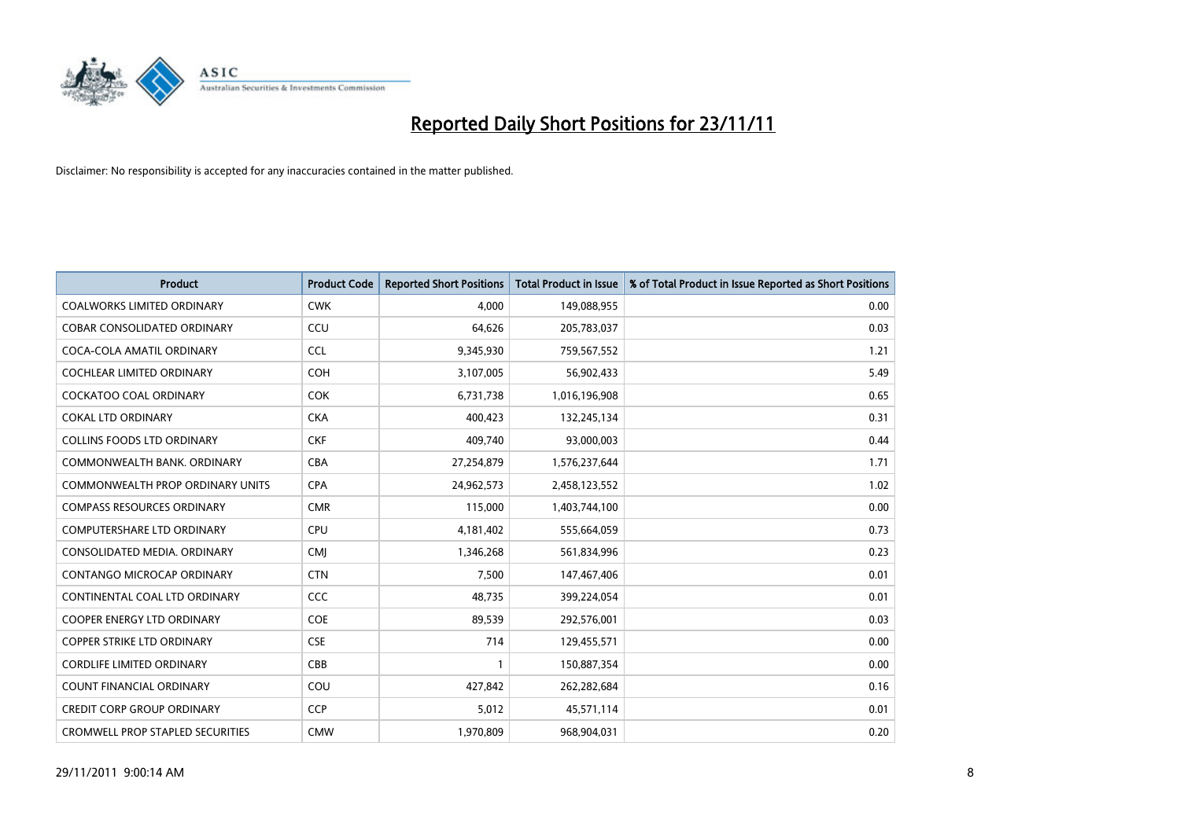# Reported Daily Short Positions for 23/11/11

Disclaimer: No responsibility is accepted for any inaccuracies contained in the matter published.

| Product | Product Code | Reported Short Positions | Total Product in Issue | % of Total Product in Issue Reported as Short Positions |
|---|---|---|---|---|
| COALWORKS LIMITED ORDINARY | CWK | 4,000 | 149,088,955 | 0.00 |
| COBAR CONSOLIDATED ORDINARY | CCU | 64,626 | 205,783,037 | 0.03 |
| COCA-COLA AMATIL ORDINARY | CCL | 9,345,930 | 759,567,552 | 1.21 |
| COCHLEAR LIMITED ORDINARY | COH | 3,107,005 | 56,902,433 | 5.49 |
| COCKATOO COAL ORDINARY | COK | 6,731,738 | 1,016,196,908 | 0.65 |
| COKAL LTD ORDINARY | CKA | 400,423 | 132,245,134 | 0.31 |
| COLLINS FOODS LTD ORDINARY | CKF | 409,740 | 93,000,003 | 0.44 |
| COMMONWEALTH BANK. ORDINARY | CBA | 27,254,879 | 1,576,237,644 | 1.71 |
| COMMONWEALTH PROP ORDINARY UNITS | CPA | 24,962,573 | 2,458,123,552 | 1.02 |
| COMPASS RESOURCES ORDINARY | CMR | 115,000 | 1,403,744,100 | 0.00 |
| COMPUTERSHARE LTD ORDINARY | CPU | 4,181,402 | 555,664,059 | 0.73 |
| CONSOLIDATED MEDIA. ORDINARY | CMJ | 1,346,268 | 561,834,996 | 0.23 |
| CONTANGO MICROCAP ORDINARY | CTN | 7,500 | 147,467,406 | 0.01 |
| CONTINENTAL COAL LTD ORDINARY | CCC | 48,735 | 399,224,054 | 0.01 |
| COOPER ENERGY LTD ORDINARY | COE | 89,539 | 292,576,001 | 0.03 |
| COPPER STRIKE LTD ORDINARY | CSE | 714 | 129,455,571 | 0.00 |
| CORDLIFE LIMITED ORDINARY | CBB | 1 | 150,887,354 | 0.00 |
| COUNT FINANCIAL ORDINARY | COU | 427,842 | 262,282,684 | 0.16 |
| CREDIT CORP GROUP ORDINARY | CCP | 5,012 | 45,571,114 | 0.01 |
| CROMWELL PROP STAPLED SECURITIES | CMW | 1,970,809 | 968,904,031 | 0.20 |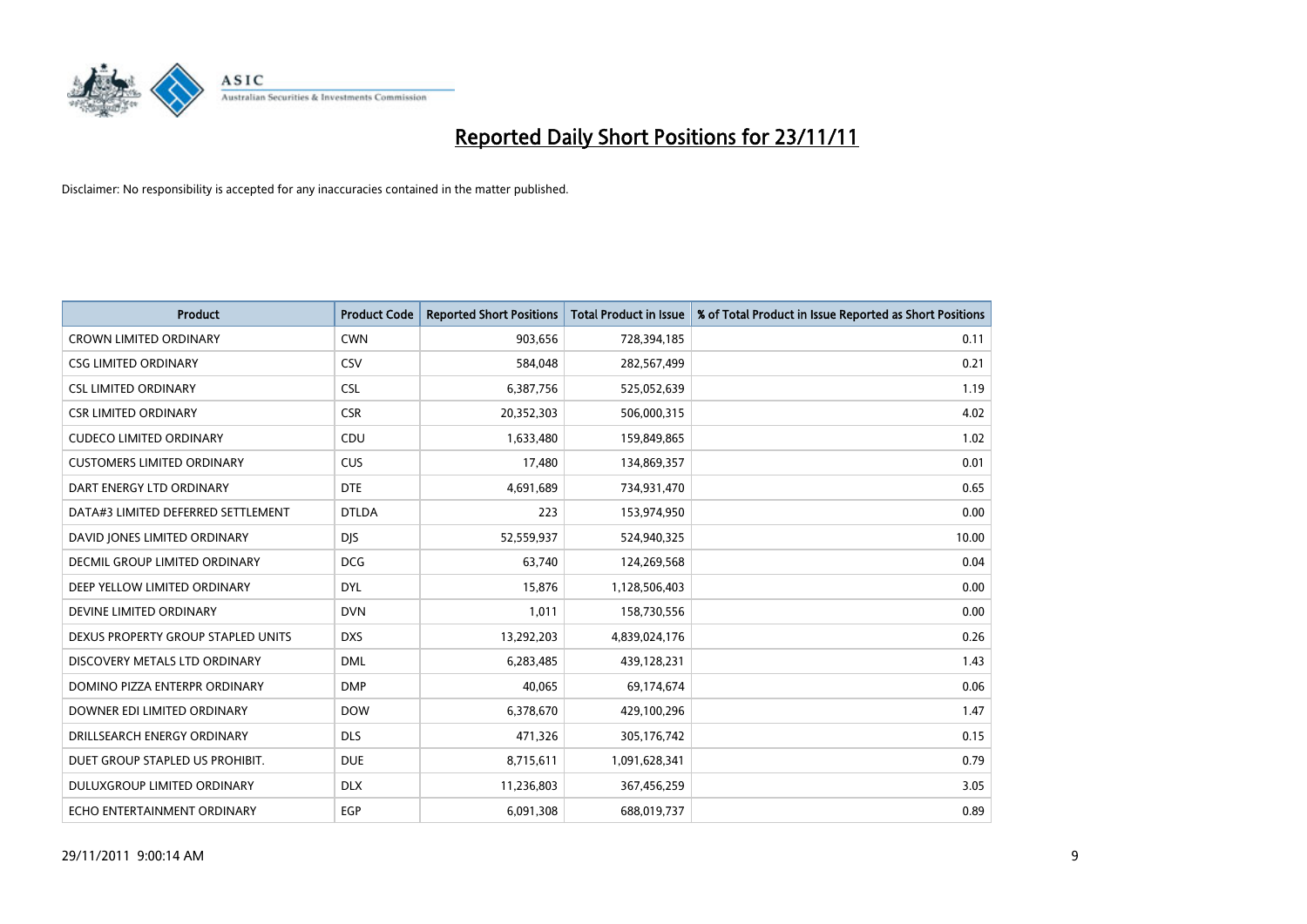# Reported Daily Short Positions for 23/11/11

Disclaimer: No responsibility is accepted for any inaccuracies contained in the matter published.

| Product | Product Code | Reported Short Positions | Total Product in Issue | % of Total Product in Issue Reported as Short Positions |
|---|---|---|---|---|
| CROWN LIMITED ORDINARY | CWN | 903,656 | 728,394,185 | 0.11 |
| CSG LIMITED ORDINARY | CSV | 584,048 | 282,567,499 | 0.21 |
| CSL LIMITED ORDINARY | CSL | 6,387,756 | 525,052,639 | 1.19 |
| CSR LIMITED ORDINARY | CSR | 20,352,303 | 506,000,315 | 4.02 |
| CUDECO LIMITED ORDINARY | CDU | 1,633,480 | 159,849,865 | 1.02 |
| CUSTOMERS LIMITED ORDINARY | CUS | 17,480 | 134,869,357 | 0.01 |
| DART ENERGY LTD ORDINARY | DTE | 4,691,689 | 734,931,470 | 0.65 |
| DATA#3 LIMITED DEFERRED SETTLEMENT | DTLDA | 223 | 153,974,950 | 0.00 |
| DAVID JONES LIMITED ORDINARY | DJS | 52,559,937 | 524,940,325 | 10.00 |
| DECMIL GROUP LIMITED ORDINARY | DCG | 63,740 | 124,269,568 | 0.04 |
| DEEP YELLOW LIMITED ORDINARY | DYL | 15,876 | 1,128,506,403 | 0.00 |
| DEVINE LIMITED ORDINARY | DVN | 1,011 | 158,730,556 | 0.00 |
| DEXUS PROPERTY GROUP STAPLED UNITS | DXS | 13,292,203 | 4,839,024,176 | 0.26 |
| DISCOVERY METALS LTD ORDINARY | DML | 6,283,485 | 439,128,231 | 1.43 |
| DOMINO PIZZA ENTERPR ORDINARY | DMP | 40,065 | 69,174,674 | 0.06 |
| DOWNER EDI LIMITED ORDINARY | DOW | 6,378,670 | 429,100,296 | 1.47 |
| DRILLSEARCH ENERGY ORDINARY | DLS | 471,326 | 305,176,742 | 0.15 |
| DUET GROUP STAPLED US PROHIBIT. | DUE | 8,715,611 | 1,091,628,341 | 0.79 |
| DULUXGROUP LIMITED ORDINARY | DLX | 11,236,803 | 367,456,259 | 3.05 |
| ECHO ENTERTAINMENT ORDINARY | EGP | 6,091,308 | 688,019,737 | 0.89 |

29/11/2011 9:00:14 AM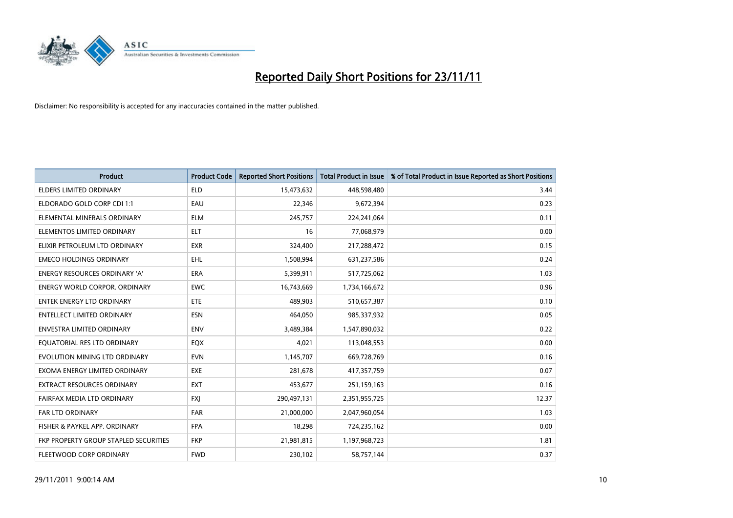# Reported Daily Short Positions for 23/11/11

Disclaimer: No responsibility is accepted for any inaccuracies contained in the matter published.

| Product | Product Code | Reported Short Positions | Total Product in Issue | % of Total Product in Issue Reported as Short Positions |
|---|---|---|---|---|
| ELDERS LIMITED ORDINARY | ELD | 15,473,632 | 448,598,480 | 3.44 |
| ELDORADO GOLD CORP CDI 1:1 | EAU | 22,346 | 9,672,394 | 0.23 |
| ELEMENTAL MINERALS ORDINARY | ELM | 245,757 | 224,241,064 | 0.11 |
| ELEMENTOS LIMITED ORDINARY | ELT | 16 | 77,068,979 | 0.00 |
| ELIXIR PETROLEUM LTD ORDINARY | EXR | 324,400 | 217,288,472 | 0.15 |
| EMECO HOLDINGS ORDINARY | EHL | 1,508,994 | 631,237,586 | 0.24 |
| ENERGY RESOURCES ORDINARY 'A' | ERA | 5,399,911 | 517,725,062 | 1.03 |
| ENERGY WORLD CORPOR. ORDINARY | EWC | 16,743,669 | 1,734,166,672 | 0.96 |
| ENTEK ENERGY LTD ORDINARY | ETE | 489,903 | 510,657,387 | 0.10 |
| ENTELLECT LIMITED ORDINARY | ESN | 464,050 | 985,337,932 | 0.05 |
| ENVESTRA LIMITED ORDINARY | ENV | 3,489,384 | 1,547,890,032 | 0.22 |
| EQUATORIAL RES LTD ORDINARY | EQX | 4,021 | 113,048,553 | 0.00 |
| EVOLUTION MINING LTD ORDINARY | EVN | 1,145,707 | 669,728,769 | 0.16 |
| EXOMA ENERGY LIMITED ORDINARY | EXE | 281,678 | 417,357,759 | 0.07 |
| EXTRACT RESOURCES ORDINARY | EXT | 453,677 | 251,159,163 | 0.16 |
| FAIRFAX MEDIA LTD ORDINARY | FXJ | 290,497,131 | 2,351,955,725 | 12.37 |
| FAR LTD ORDINARY | FAR | 21,000,000 | 2,047,960,054 | 1.03 |
| FISHER & PAYKEL APP. ORDINARY | FPA | 18,298 | 724,235,162 | 0.00 |
| FKP PROPERTY GROUP STAPLED SECURITIES | FKP | 21,981,815 | 1,197,968,723 | 1.81 |
| FLEETWOOD CORP ORDINARY | FWD | 230,102 | 58,757,144 | 0.37 |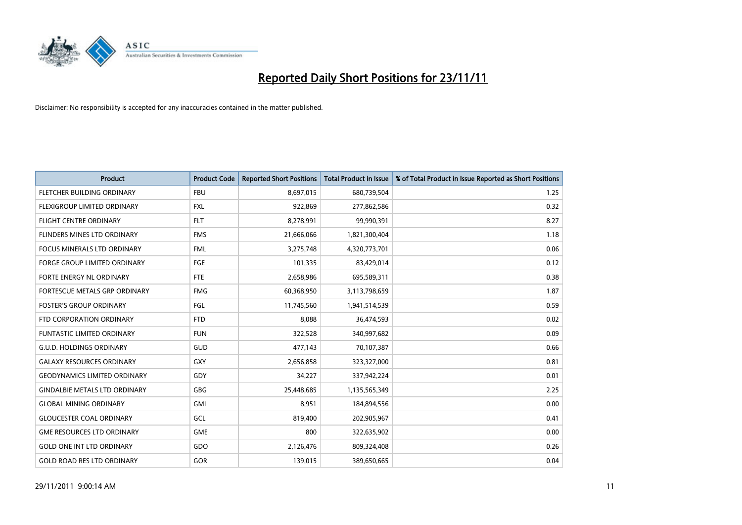# Reported Daily Short Positions for 23/11/11

Disclaimer: No responsibility is accepted for any inaccuracies contained in the matter published.

| Product | Product Code | Reported Short Positions | Total Product in Issue | % of Total Product in Issue Reported as Short Positions |
|---|---|---|---|---|
| FLETCHER BUILDING ORDINARY | FBU | 8,697,015 | 680,739,504 | 1.25 |
| FLEXIGROUP LIMITED ORDINARY | FXL | 922,869 | 277,862,586 | 0.32 |
| FLIGHT CENTRE ORDINARY | FLT | 8,278,991 | 99,990,391 | 8.27 |
| FLINDERS MINES LTD ORDINARY | FMS | 21,666,066 | 1,821,300,404 | 1.18 |
| FOCUS MINERALS LTD ORDINARY | FML | 3,275,748 | 4,320,773,701 | 0.06 |
| FORGE GROUP LIMITED ORDINARY | FGE | 101,335 | 83,429,014 | 0.12 |
| FORTE ENERGY NL ORDINARY | FTE | 2,658,986 | 695,589,311 | 0.38 |
| FORTESCUE METALS GRP ORDINARY | FMG | 60,368,950 | 3,113,798,659 | 1.87 |
| FOSTER'S GROUP ORDINARY | FGL | 11,745,560 | 1,941,514,539 | 0.59 |
| FTD CORPORATION ORDINARY | FTD | 8,088 | 36,474,593 | 0.02 |
| FUNTASTIC LIMITED ORDINARY | FUN | 322,528 | 340,997,682 | 0.09 |
| G.U.D. HOLDINGS ORDINARY | GUD | 477,143 | 70,107,387 | 0.66 |
| GALAXY RESOURCES ORDINARY | GXY | 2,656,858 | 323,327,000 | 0.81 |
| GEODYNAMICS LIMITED ORDINARY | GDY | 34,227 | 337,942,224 | 0.01 |
| GINDALBIE METALS LTD ORDINARY | GBG | 25,448,685 | 1,135,565,349 | 2.25 |
| GLOBAL MINING ORDINARY | GMI | 8,951 | 184,894,556 | 0.00 |
| GLOUCESTER COAL ORDINARY | GCL | 819,400 | 202,905,967 | 0.41 |
| GME RESOURCES LTD ORDINARY | GME | 800 | 322,635,902 | 0.00 |
| GOLD ONE INT LTD ORDINARY | GDO | 2,126,476 | 809,324,408 | 0.26 |
| GOLD ROAD RES LTD ORDINARY | GOR | 139,015 | 389,650,665 | 0.04 |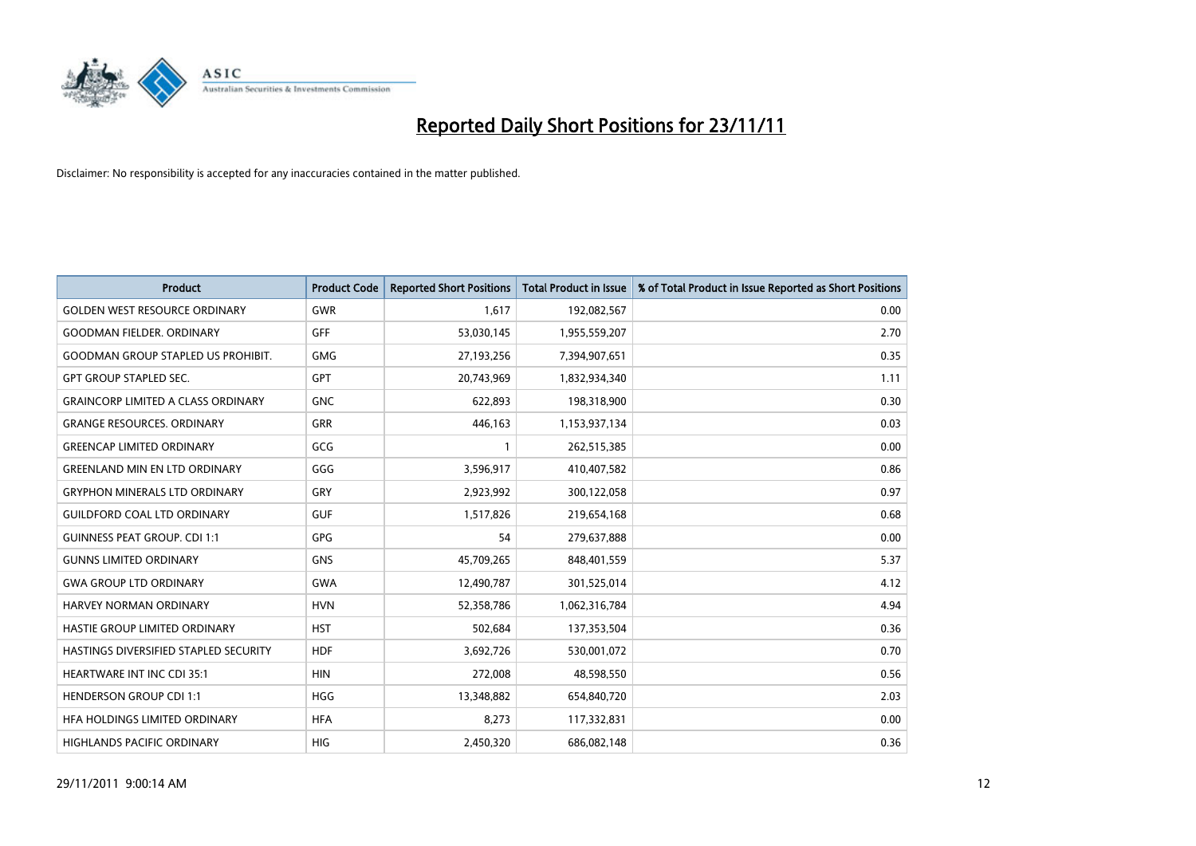# Reported Daily Short Positions for 23/11/11

Disclaimer: No responsibility is accepted for any inaccuracies contained in the matter published.

| Product | Product Code | Reported Short Positions | Total Product in Issue | % of Total Product in Issue Reported as Short Positions |
|---|---|---|---|---|
| GOLDEN WEST RESOURCE ORDINARY | GWR | 1,617 | 192,082,567 | 0.00 |
| GOODMAN FIELDER. ORDINARY | GFF | 53,030,145 | 1,955,559,207 | 2.70 |
| GOODMAN GROUP STAPLED US PROHIBIT. | GMG | 27,193,256 | 7,394,907,651 | 0.35 |
| GPT GROUP STAPLED SEC. | GPT | 20,743,969 | 1,832,934,340 | 1.11 |
| GRAINCORP LIMITED A CLASS ORDINARY | GNC | 622,893 | 198,318,900 | 0.30 |
| GRANGE RESOURCES. ORDINARY | GRR | 446,163 | 1,153,937,134 | 0.03 |
| GREENCAP LIMITED ORDINARY | GCG | 1 | 262,515,385 | 0.00 |
| GREENLAND MIN EN LTD ORDINARY | GGG | 3,596,917 | 410,407,582 | 0.86 |
| GRYPHON MINERALS LTD ORDINARY | GRY | 2,923,992 | 300,122,058 | 0.97 |
| GUILDFORD COAL LTD ORDINARY | GUF | 1,517,826 | 219,654,168 | 0.68 |
| GUINNESS PEAT GROUP. CDI 1:1 | GPG | 54 | 279,637,888 | 0.00 |
| GUNNS LIMITED ORDINARY | GNS | 45,709,265 | 848,401,559 | 5.37 |
| GWA GROUP LTD ORDINARY | GWA | 12,490,787 | 301,525,014 | 4.12 |
| HARVEY NORMAN ORDINARY | HVN | 52,358,786 | 1,062,316,784 | 4.94 |
| HASTIE GROUP LIMITED ORDINARY | HST | 502,684 | 137,353,504 | 0.36 |
| HASTINGS DIVERSIFIED STAPLED SECURITY | HDF | 3,692,726 | 530,001,072 | 0.70 |
| HEARTWARE INT INC CDI 35:1 | HIN | 272,008 | 48,598,550 | 0.56 |
| HENDERSON GROUP CDI 1:1 | HGG | 13,348,882 | 654,840,720 | 2.03 |
| HFA HOLDINGS LIMITED ORDINARY | HFA | 8,273 | 117,332,831 | 0.00 |
| HIGHLANDS PACIFIC ORDINARY | HIG | 2,450,320 | 686,082,148 | 0.36 |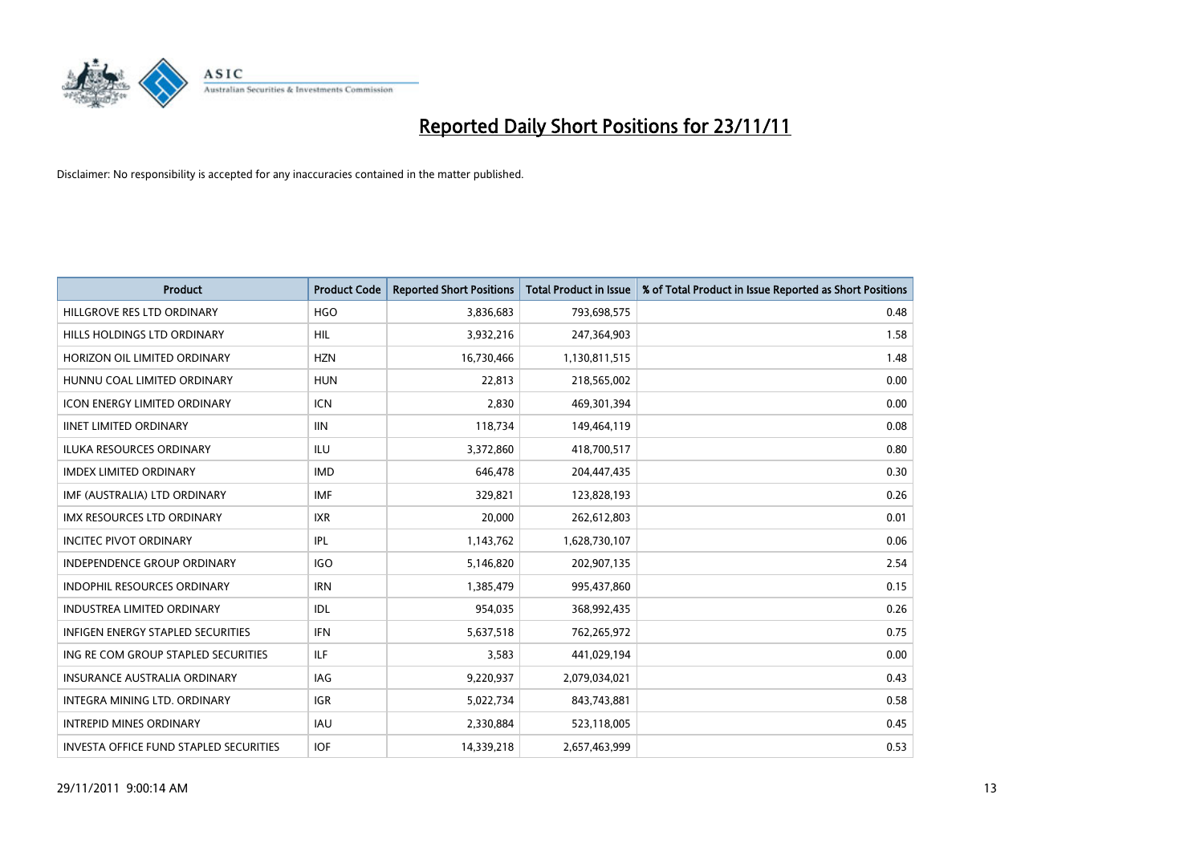# Reported Daily Short Positions for 23/11/11

Disclaimer: No responsibility is accepted for any inaccuracies contained in the matter published.

| Product | Product Code | Reported Short Positions | Total Product in Issue | % of Total Product in Issue Reported as Short Positions |
|---|---|---|---|---|
| HILLGROVE RES LTD ORDINARY | HGO | 3,836,683 | 793,698,575 | 0.48 |
| HILLS HOLDINGS LTD ORDINARY | HIL | 3,932,216 | 247,364,903 | 1.58 |
| HORIZON OIL LIMITED ORDINARY | HZN | 16,730,466 | 1,130,811,515 | 1.48 |
| HUNNU COAL LIMITED ORDINARY | HUN | 22,813 | 218,565,002 | 0.00 |
| ICON ENERGY LIMITED ORDINARY | ICN | 2,830 | 469,301,394 | 0.00 |
| IINET LIMITED ORDINARY | IIN | 118,734 | 149,464,119 | 0.08 |
| ILUKA RESOURCES ORDINARY | ILU | 3,372,860 | 418,700,517 | 0.80 |
| IMDEX LIMITED ORDINARY | IMD | 646,478 | 204,447,435 | 0.30 |
| IMF (AUSTRALIA) LTD ORDINARY | IMF | 329,821 | 123,828,193 | 0.26 |
| IMX RESOURCES LTD ORDINARY | IXR | 20,000 | 262,612,803 | 0.01 |
| INCITEC PIVOT ORDINARY | IPL | 1,143,762 | 1,628,730,107 | 0.06 |
| INDEPENDENCE GROUP ORDINARY | IGO | 5,146,820 | 202,907,135 | 2.54 |
| INDOPHIL RESOURCES ORDINARY | IRN | 1,385,479 | 995,437,860 | 0.15 |
| INDUSTREA LIMITED ORDINARY | IDL | 954,035 | 368,992,435 | 0.26 |
| INFIGEN ENERGY STAPLED SECURITIES | IFN | 5,637,518 | 762,265,972 | 0.75 |
| ING RE COM GROUP STAPLED SECURITIES | ILF | 3,583 | 441,029,194 | 0.00 |
| INSURANCE AUSTRALIA ORDINARY | IAG | 9,220,937 | 2,079,034,021 | 0.43 |
| INTEGRA MINING LTD. ORDINARY | IGR | 5,022,734 | 843,743,881 | 0.58 |
| INTREPID MINES ORDINARY | IAU | 2,330,884 | 523,118,005 | 0.45 |
| INVESTA OFFICE FUND STAPLED SECURITIES | IOF | 14,339,218 | 2,657,463,999 | 0.53 |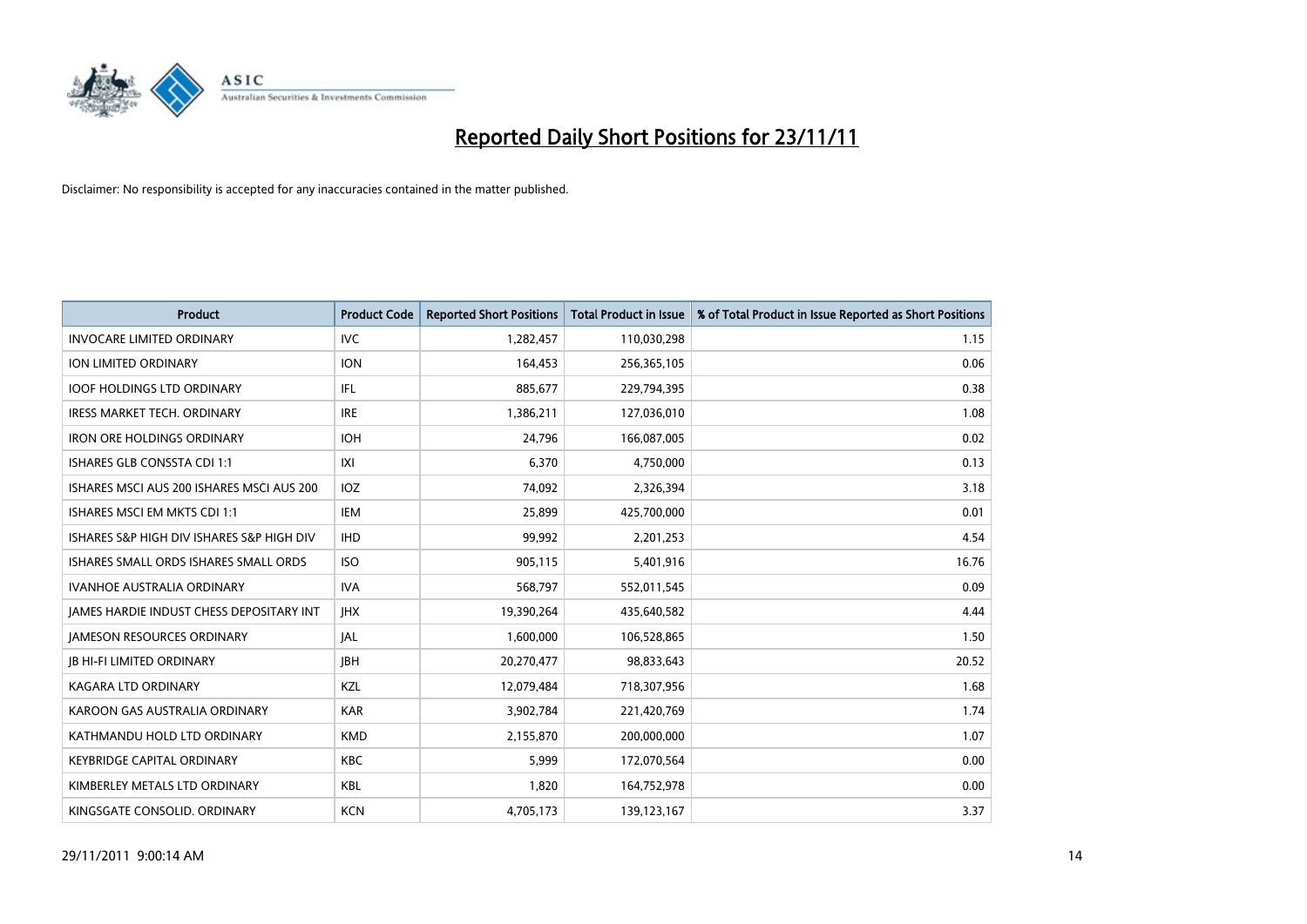# Reported Daily Short Positions for 23/11/11

Disclaimer: No responsibility is accepted for any inaccuracies contained in the matter published.

| Product | Product Code | Reported Short Positions | Total Product in Issue | % of Total Product in Issue Reported as Short Positions |
|---|---|---|---|---|
| INVOCARE LIMITED ORDINARY | IVC | 1,282,457 | 110,030,298 | 1.15 |
| ION LIMITED ORDINARY | ION | 164,453 | 256,365,105 | 0.06 |
| IOOF HOLDINGS LTD ORDINARY | IFL | 885,677 | 229,794,395 | 0.38 |
| IRESS MARKET TECH. ORDINARY | IRE | 1,386,211 | 127,036,010 | 1.08 |
| IRON ORE HOLDINGS ORDINARY | IOH | 24,796 | 166,087,005 | 0.02 |
| ISHARES GLB CONSSTA CDI 1:1 | IXI | 6,370 | 4,750,000 | 0.13 |
| ISHARES MSCI AUS 200 ISHARES MSCI AUS 200 | IOZ | 74,092 | 2,326,394 | 3.18 |
| ISHARES MSCI EM MKTS CDI 1:1 | IEM | 25,899 | 425,700,000 | 0.01 |
| ISHARES S&P HIGH DIV ISHARES S&P HIGH DIV | IHD | 99,992 | 2,201,253 | 4.54 |
| ISHARES SMALL ORDS ISHARES SMALL ORDS | ISO | 905,115 | 5,401,916 | 16.76 |
| IVANHOE AUSTRALIA ORDINARY | IVA | 568,797 | 552,011,545 | 0.09 |
| JAMES HARDIE INDUST CHESS DEPOSITARY INT | JHX | 19,390,264 | 435,640,582 | 4.44 |
| JAMESON RESOURCES ORDINARY | JAL | 1,600,000 | 106,528,865 | 1.50 |
| JB HI-FI LIMITED ORDINARY | JBH | 20,270,477 | 98,833,643 | 20.52 |
| KAGARA LTD ORDINARY | KZL | 12,079,484 | 718,307,956 | 1.68 |
| KAROON GAS AUSTRALIA ORDINARY | KAR | 3,902,784 | 221,420,769 | 1.74 |
| KATHMANDU HOLD LTD ORDINARY | KMD | 2,155,870 | 200,000,000 | 1.07 |
| KEYBRIDGE CAPITAL ORDINARY | KBC | 5,999 | 172,070,564 | 0.00 |
| KIMBERLEY METALS LTD ORDINARY | KBL | 1,820 | 164,752,978 | 0.00 |
| KINGSGATE CONSOLID. ORDINARY | KCN | 4,705,173 | 139,123,167 | 3.37 |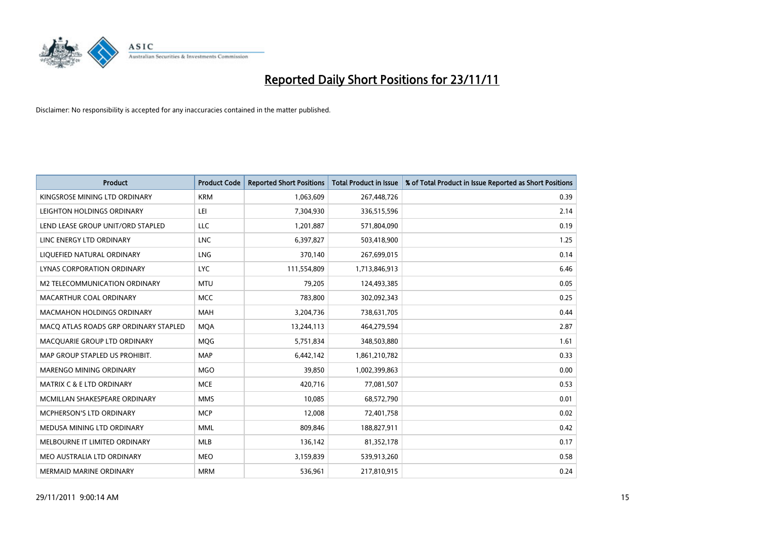# Reported Daily Short Positions for 23/11/11

Disclaimer: No responsibility is accepted for any inaccuracies contained in the matter published.

| Product | Product Code | Reported Short Positions | Total Product in Issue | % of Total Product in Issue Reported as Short Positions |
|---|---|---|---|---|
| KINGSROSE MINING LTD ORDINARY | KRM | 1,063,609 | 267,448,726 | 0.39 |
| LEIGHTON HOLDINGS ORDINARY | LEI | 7,304,930 | 336,515,596 | 2.14 |
| LEND LEASE GROUP UNIT/ORD STAPLED | LLC | 1,201,887 | 571,804,090 | 0.19 |
| LINC ENERGY LTD ORDINARY | LNC | 6,397,827 | 503,418,900 | 1.25 |
| LIQUEFIED NATURAL ORDINARY | LNG | 370,140 | 267,699,015 | 0.14 |
| LYNAS CORPORATION ORDINARY | LYC | 111,554,809 | 1,713,846,913 | 6.46 |
| M2 TELECOMMUNICATION ORDINARY | MTU | 79,205 | 124,493,385 | 0.05 |
| MACARTHUR COAL ORDINARY | MCC | 783,800 | 302,092,343 | 0.25 |
| MACMAHON HOLDINGS ORDINARY | MAH | 3,204,736 | 738,631,705 | 0.44 |
| MACQ ATLAS ROADS GRP ORDINARY STAPLED | MQA | 13,244,113 | 464,279,594 | 2.87 |
| MACQUARIE GROUP LTD ORDINARY | MQG | 5,751,834 | 348,503,880 | 1.61 |
| MAP GROUP STAPLED US PROHIBIT. | MAP | 6,442,142 | 1,861,210,782 | 0.33 |
| MARENGO MINING ORDINARY | MGO | 39,850 | 1,002,399,863 | 0.00 |
| MATRIX C & E LTD ORDINARY | MCE | 420,716 | 77,081,507 | 0.53 |
| MCMILLAN SHAKESPEARE ORDINARY | MMS | 10,085 | 68,572,790 | 0.01 |
| MCPHERSON'S LTD ORDINARY | MCP | 12,008 | 72,401,758 | 0.02 |
| MEDUSA MINING LTD ORDINARY | MML | 809,846 | 188,827,911 | 0.42 |
| MELBOURNE IT LIMITED ORDINARY | MLB | 136,142 | 81,352,178 | 0.17 |
| MEO AUSTRALIA LTD ORDINARY | MEO | 3,159,839 | 539,913,260 | 0.58 |
| MERMAID MARINE ORDINARY | MRM | 536,961 | 217,810,915 | 0.24 |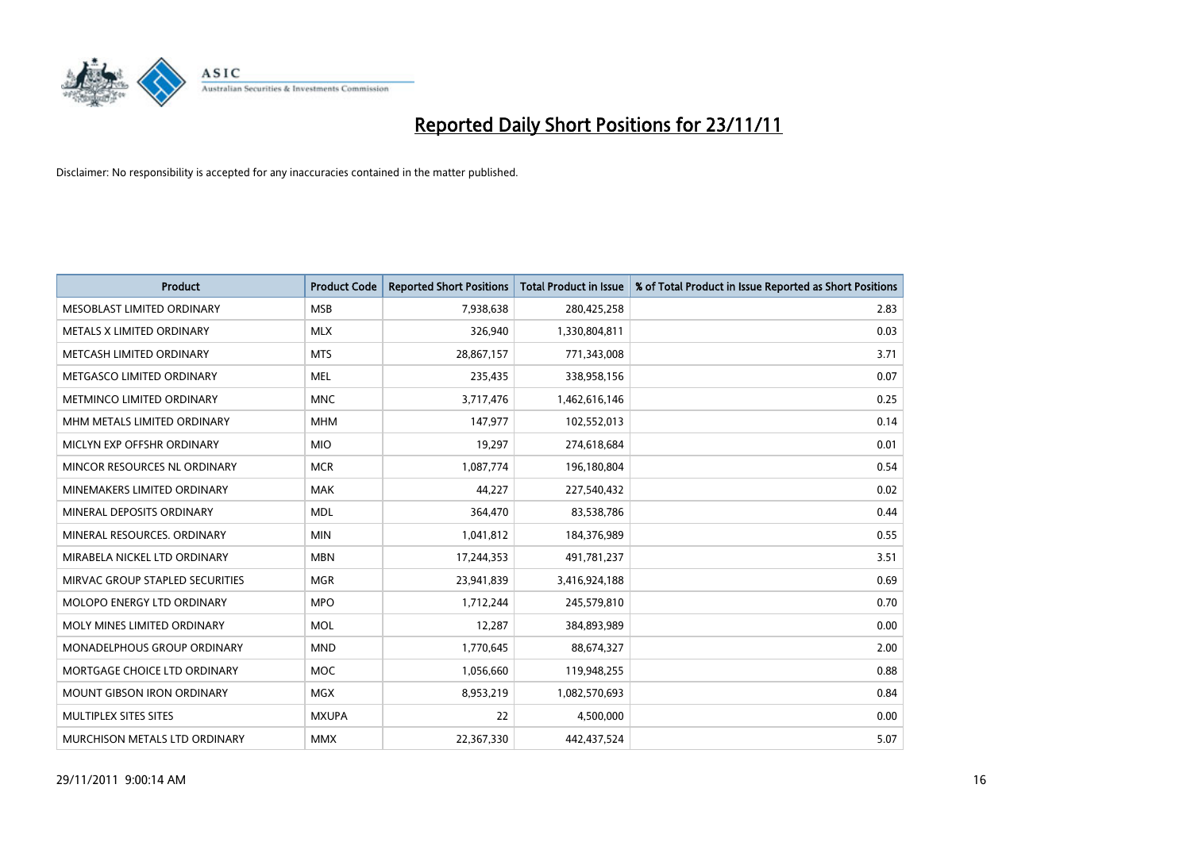# Reported Daily Short Positions for 23/11/11

Disclaimer: No responsibility is accepted for any inaccuracies contained in the matter published.

| Product | Product Code | Reported Short Positions | Total Product in Issue | % of Total Product in Issue Reported as Short Positions |
|---|---|---|---|---|
| MESOBLAST LIMITED ORDINARY | MSB | 7,938,638 | 280,425,258 | 2.83 |
| METALS X LIMITED ORDINARY | MLX | 326,940 | 1,330,804,811 | 0.03 |
| METCASH LIMITED ORDINARY | MTS | 28,867,157 | 771,343,008 | 3.71 |
| METGASCO LIMITED ORDINARY | MEL | 235,435 | 338,958,156 | 0.07 |
| METMINCO LIMITED ORDINARY | MNC | 3,717,476 | 1,462,616,146 | 0.25 |
| MHM METALS LIMITED ORDINARY | MHM | 147,977 | 102,552,013 | 0.14 |
| MICLYN EXP OFFSHR ORDINARY | MIO | 19,297 | 274,618,684 | 0.01 |
| MINCOR RESOURCES NL ORDINARY | MCR | 1,087,774 | 196,180,804 | 0.54 |
| MINEMAKERS LIMITED ORDINARY | MAK | 44,227 | 227,540,432 | 0.02 |
| MINERAL DEPOSITS ORDINARY | MDL | 364,470 | 83,538,786 | 0.44 |
| MINERAL RESOURCES. ORDINARY | MIN | 1,041,812 | 184,376,989 | 0.55 |
| MIRABELA NICKEL LTD ORDINARY | MBN | 17,244,353 | 491,781,237 | 3.51 |
| MIRVAC GROUP STAPLED SECURITIES | MGR | 23,941,839 | 3,416,924,188 | 0.69 |
| MOLOPO ENERGY LTD ORDINARY | MPO | 1,712,244 | 245,579,810 | 0.70 |
| MOLY MINES LIMITED ORDINARY | MOL | 12,287 | 384,893,989 | 0.00 |
| MONADELPHOUS GROUP ORDINARY | MND | 1,770,645 | 88,674,327 | 2.00 |
| MORTGAGE CHOICE LTD ORDINARY | MOC | 1,056,660 | 119,948,255 | 0.88 |
| MOUNT GIBSON IRON ORDINARY | MGX | 8,953,219 | 1,082,570,693 | 0.84 |
| MULTIPLEX SITES SITES | MXUPA | 22 | 4,500,000 | 0.00 |
| MURCHISON METALS LTD ORDINARY | MMX | 22,367,330 | 442,437,524 | 5.07 |

29/11/2011 9:00:14 AM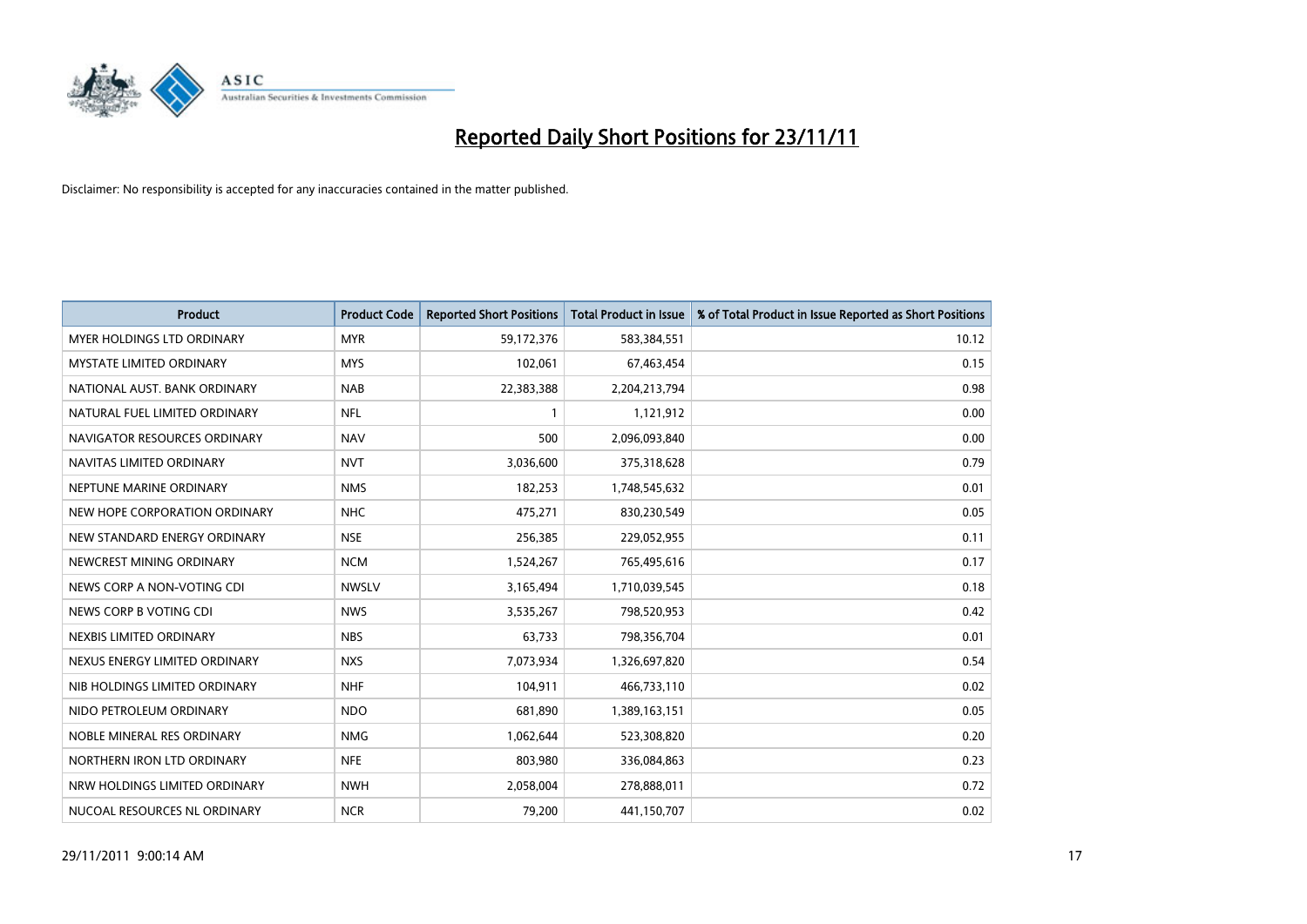# Reported Daily Short Positions for 23/11/11

Disclaimer: No responsibility is accepted for any inaccuracies contained in the matter published.

| Product | Product Code | Reported Short Positions | Total Product in Issue | % of Total Product in Issue Reported as Short Positions |
|---|---|---|---|---|
| MYER HOLDINGS LTD ORDINARY | MYR | 59,172,376 | 583,384,551 | 10.12 |
| MYSTATE LIMITED ORDINARY | MYS | 102,061 | 67,463,454 | 0.15 |
| NATIONAL AUST. BANK ORDINARY | NAB | 22,383,388 | 2,204,213,794 | 0.98 |
| NATURAL FUEL LIMITED ORDINARY | NFL | 1 | 1,121,912 | 0.00 |
| NAVIGATOR RESOURCES ORDINARY | NAV | 500 | 2,096,093,840 | 0.00 |
| NAVITAS LIMITED ORDINARY | NVT | 3,036,600 | 375,318,628 | 0.79 |
| NEPTUNE MARINE ORDINARY | NMS | 182,253 | 1,748,545,632 | 0.01 |
| NEW HOPE CORPORATION ORDINARY | NHC | 475,271 | 830,230,549 | 0.05 |
| NEW STANDARD ENERGY ORDINARY | NSE | 256,385 | 229,052,955 | 0.11 |
| NEWCREST MINING ORDINARY | NCM | 1,524,267 | 765,495,616 | 0.17 |
| NEWS CORP A NON-VOTING CDI | NWSLV | 3,165,494 | 1,710,039,545 | 0.18 |
| NEWS CORP B VOTING CDI | NWS | 3,535,267 | 798,520,953 | 0.42 |
| NEXBIS LIMITED ORDINARY | NBS | 63,733 | 798,356,704 | 0.01 |
| NEXUS ENERGY LIMITED ORDINARY | NXS | 7,073,934 | 1,326,697,820 | 0.54 |
| NIB HOLDINGS LIMITED ORDINARY | NHF | 104,911 | 466,733,110 | 0.02 |
| NIDO PETROLEUM ORDINARY | NDO | 681,890 | 1,389,163,151 | 0.05 |
| NOBLE MINERAL RES ORDINARY | NMG | 1,062,644 | 523,308,820 | 0.20 |
| NORTHERN IRON LTD ORDINARY | NFE | 803,980 | 336,084,863 | 0.23 |
| NRW HOLDINGS LIMITED ORDINARY | NWH | 2,058,004 | 278,888,011 | 0.72 |
| NUCOAL RESOURCES NL ORDINARY | NCR | 79,200 | 441,150,707 | 0.02 |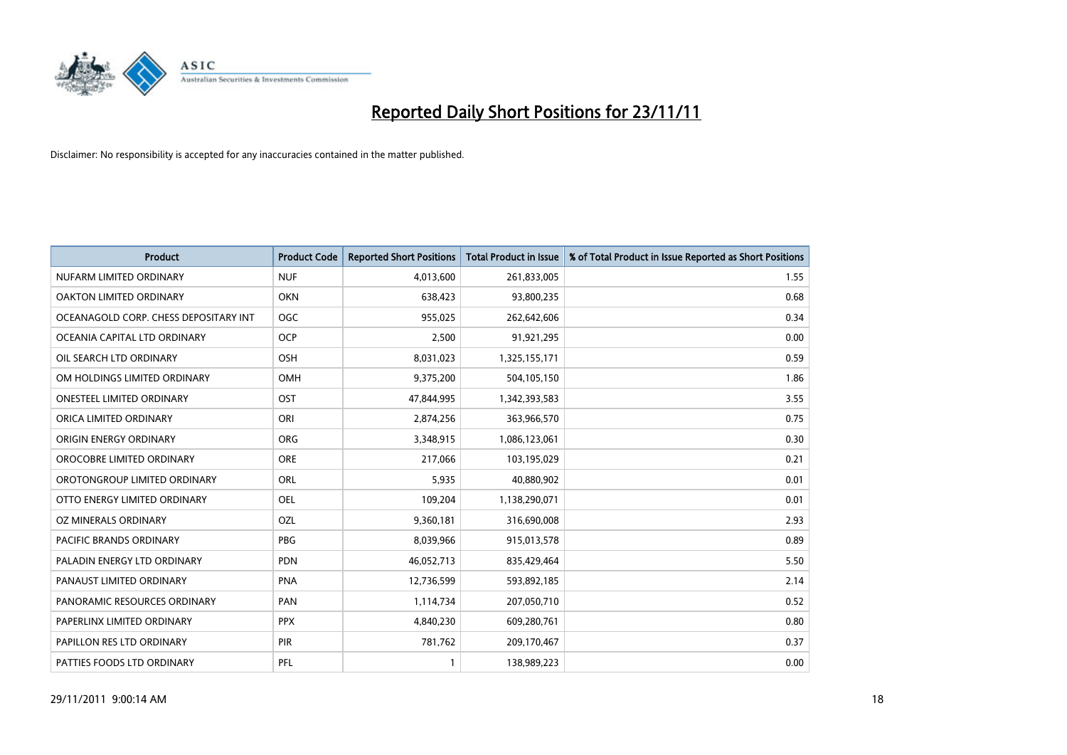# Reported Daily Short Positions for 23/11/11

Disclaimer: No responsibility is accepted for any inaccuracies contained in the matter published.

| Product | Product Code | Reported Short Positions | Total Product in Issue | % of Total Product in Issue Reported as Short Positions |
|---|---|---|---|---|
| NUFARM LIMITED ORDINARY | NUF | 4,013,600 | 261,833,005 | 1.55 |
| OAKTON LIMITED ORDINARY | OKN | 638,423 | 93,800,235 | 0.68 |
| OCEANAGOLD CORP. CHESS DEPOSITARY INT | OGC | 955,025 | 262,642,606 | 0.34 |
| OCEANIA CAPITAL LTD ORDINARY | OCP | 2,500 | 91,921,295 | 0.00 |
| OIL SEARCH LTD ORDINARY | OSH | 8,031,023 | 1,325,155,171 | 0.59 |
| OM HOLDINGS LIMITED ORDINARY | OMH | 9,375,200 | 504,105,150 | 1.86 |
| ONESTEEL LIMITED ORDINARY | OST | 47,844,995 | 1,342,393,583 | 3.55 |
| ORICA LIMITED ORDINARY | ORI | 2,874,256 | 363,966,570 | 0.75 |
| ORIGIN ENERGY ORDINARY | ORG | 3,348,915 | 1,086,123,061 | 0.30 |
| OROCOBRE LIMITED ORDINARY | ORE | 217,066 | 103,195,029 | 0.21 |
| OROTONGROUP LIMITED ORDINARY | ORL | 5,935 | 40,880,902 | 0.01 |
| OTTO ENERGY LIMITED ORDINARY | OEL | 109,204 | 1,138,290,071 | 0.01 |
| OZ MINERALS ORDINARY | OZL | 9,360,181 | 316,690,008 | 2.93 |
| PACIFIC BRANDS ORDINARY | PBG | 8,039,966 | 915,013,578 | 0.89 |
| PALADIN ENERGY LTD ORDINARY | PDN | 46,052,713 | 835,429,464 | 5.50 |
| PANAUST LIMITED ORDINARY | PNA | 12,736,599 | 593,892,185 | 2.14 |
| PANORAMIC RESOURCES ORDINARY | PAN | 1,114,734 | 207,050,710 | 0.52 |
| PAPERLINX LIMITED ORDINARY | PPX | 4,840,230 | 609,280,761 | 0.80 |
| PAPILLON RES LTD ORDINARY | PIR | 781,762 | 209,170,467 | 0.37 |
| PATTIES FOODS LTD ORDINARY | PFL | 1 | 138,989,223 | 0.00 |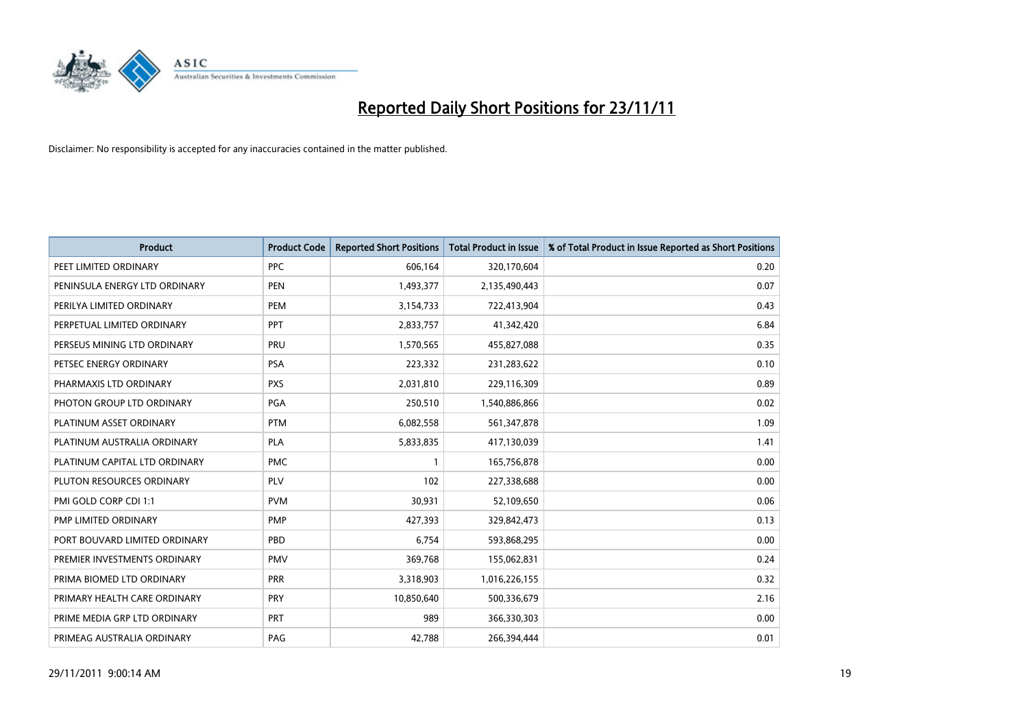# Reported Daily Short Positions for 23/11/11

Disclaimer: No responsibility is accepted for any inaccuracies contained in the matter published.

| Product | Product Code | Reported Short Positions | Total Product in Issue | % of Total Product in Issue Reported as Short Positions |
|---|---|---|---|---|
| PEET LIMITED ORDINARY | PPC | 606,164 | 320,170,604 | 0.20 |
| PENINSULA ENERGY LTD ORDINARY | PEN | 1,493,377 | 2,135,490,443 | 0.07 |
| PERILYA LIMITED ORDINARY | PEM | 3,154,733 | 722,413,904 | 0.43 |
| PERPETUAL LIMITED ORDINARY | PPT | 2,833,757 | 41,342,420 | 6.84 |
| PERSEUS MINING LTD ORDINARY | PRU | 1,570,565 | 455,827,088 | 0.35 |
| PETSEC ENERGY ORDINARY | PSA | 223,332 | 231,283,622 | 0.10 |
| PHARMAXIS LTD ORDINARY | PXS | 2,031,810 | 229,116,309 | 0.89 |
| PHOTON GROUP LTD ORDINARY | PGA | 250,510 | 1,540,886,866 | 0.02 |
| PLATINUM ASSET ORDINARY | PTM | 6,082,558 | 561,347,878 | 1.09 |
| PLATINUM AUSTRALIA ORDINARY | PLA | 5,833,835 | 417,130,039 | 1.41 |
| PLATINUM CAPITAL LTD ORDINARY | PMC | 1 | 165,756,878 | 0.00 |
| PLUTON RESOURCES ORDINARY | PLV | 102 | 227,338,688 | 0.00 |
| PMI GOLD CORP CDI 1:1 | PVM | 30,931 | 52,109,650 | 0.06 |
| PMP LIMITED ORDINARY | PMP | 427,393 | 329,842,473 | 0.13 |
| PORT BOUVARD LIMITED ORDINARY | PBD | 6,754 | 593,868,295 | 0.00 |
| PREMIER INVESTMENTS ORDINARY | PMV | 369,768 | 155,062,831 | 0.24 |
| PRIMA BIOMED LTD ORDINARY | PRR | 3,318,903 | 1,016,226,155 | 0.32 |
| PRIMARY HEALTH CARE ORDINARY | PRY | 10,850,640 | 500,336,679 | 2.16 |
| PRIME MEDIA GRP LTD ORDINARY | PRT | 989 | 366,330,303 | 0.00 |
| PRIMEAG AUSTRALIA ORDINARY | PAG | 42,788 | 266,394,444 | 0.01 |

29/11/2011 9:00:14 AM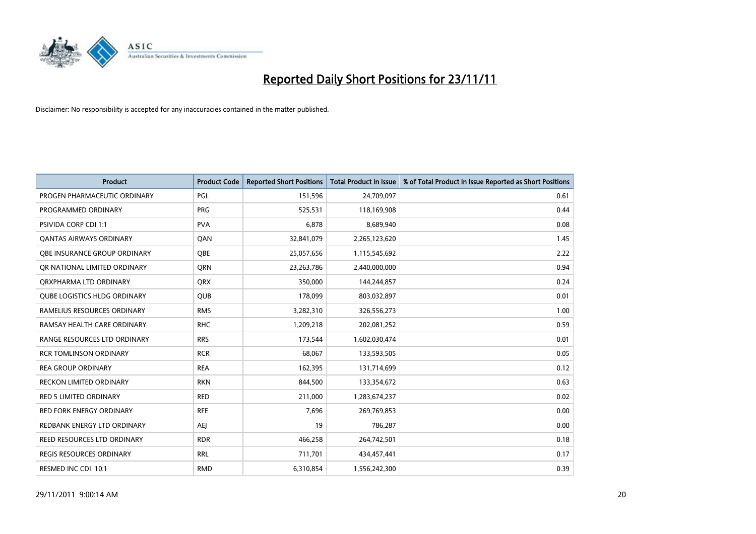# Reported Daily Short Positions for 23/11/11

Disclaimer: No responsibility is accepted for any inaccuracies contained in the matter published.

| Product | Product Code | Reported Short Positions | Total Product in Issue | % of Total Product in Issue Reported as Short Positions |
|---|---|---|---|---|
| PROGEN PHARMACEUTIC ORDINARY | PGL | 151,596 | 24,709,097 | 0.61 |
| PROGRAMMED ORDINARY | PRG | 525,531 | 118,169,908 | 0.44 |
| PSIVIDA CORP CDI 1:1 | PVA | 6,878 | 8,689,940 | 0.08 |
| QANTAS AIRWAYS ORDINARY | QAN | 32,841,079 | 2,265,123,620 | 1.45 |
| QBE INSURANCE GROUP ORDINARY | QBE | 25,057,656 | 1,115,545,692 | 2.22 |
| QR NATIONAL LIMITED ORDINARY | QRN | 23,263,786 | 2,440,000,000 | 0.94 |
| QRXPHARMA LTD ORDINARY | QRX | 350,000 | 144,244,857 | 0.24 |
| QUBE LOGISTICS HLDG ORDINARY | QUB | 178,099 | 803,032,897 | 0.01 |
| RAMELIUS RESOURCES ORDINARY | RMS | 3,282,310 | 326,556,273 | 1.00 |
| RAMSAY HEALTH CARE ORDINARY | RHC | 1,209,218 | 202,081,252 | 0.59 |
| RANGE RESOURCES LTD ORDINARY | RRS | 173,544 | 1,602,030,474 | 0.01 |
| RCR TOMLINSON ORDINARY | RCR | 68,067 | 133,593,505 | 0.05 |
| REA GROUP ORDINARY | REA | 162,395 | 131,714,699 | 0.12 |
| RECKON LIMITED ORDINARY | RKN | 844,500 | 133,354,672 | 0.63 |
| RED 5 LIMITED ORDINARY | RED | 211,000 | 1,283,674,237 | 0.02 |
| RED FORK ENERGY ORDINARY | RFE | 7,696 | 269,769,853 | 0.00 |
| REDBANK ENERGY LTD ORDINARY | AEJ | 19 | 786,287 | 0.00 |
| REED RESOURCES LTD ORDINARY | RDR | 466,258 | 264,742,501 | 0.18 |
| REGIS RESOURCES ORDINARY | RRL | 711,701 | 434,457,441 | 0.17 |
| RESMED INC CDI 10:1 | RMD | 6,310,854 | 1,556,242,300 | 0.39 |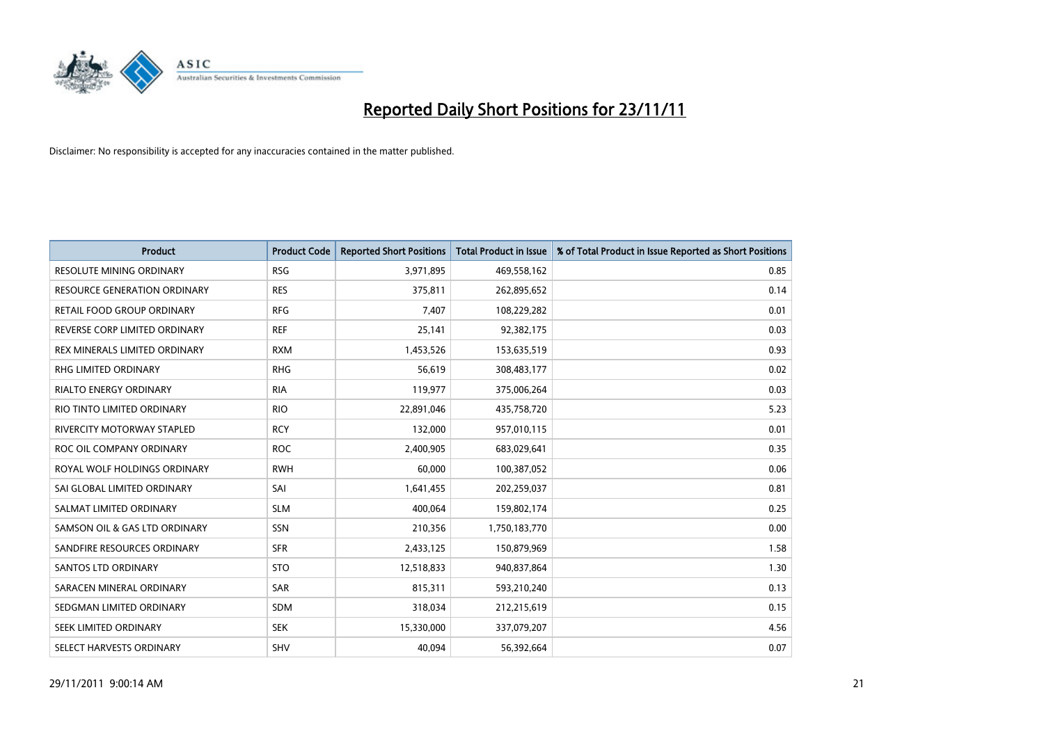# Reported Daily Short Positions for 23/11/11

Disclaimer: No responsibility is accepted for any inaccuracies contained in the matter published.

| Product | Product Code | Reported Short Positions | Total Product in Issue | % of Total Product in Issue Reported as Short Positions |
|---|---|---|---|---|
| RESOLUTE MINING ORDINARY | RSG | 3,971,895 | 469,558,162 | 0.85 |
| RESOURCE GENERATION ORDINARY | RES | 375,811 | 262,895,652 | 0.14 |
| RETAIL FOOD GROUP ORDINARY | RFG | 7,407 | 108,229,282 | 0.01 |
| REVERSE CORP LIMITED ORDINARY | REF | 25,141 | 92,382,175 | 0.03 |
| REX MINERALS LIMITED ORDINARY | RXM | 1,453,526 | 153,635,519 | 0.93 |
| RHG LIMITED ORDINARY | RHG | 56,619 | 308,483,177 | 0.02 |
| RIALTO ENERGY ORDINARY | RIA | 119,977 | 375,006,264 | 0.03 |
| RIO TINTO LIMITED ORDINARY | RIO | 22,891,046 | 435,758,720 | 5.23 |
| RIVERCITY MOTORWAY STAPLED | RCY | 132,000 | 957,010,115 | 0.01 |
| ROC OIL COMPANY ORDINARY | ROC | 2,400,905 | 683,029,641 | 0.35 |
| ROYAL WOLF HOLDINGS ORDINARY | RWH | 60,000 | 100,387,052 | 0.06 |
| SAI GLOBAL LIMITED ORDINARY | SAI | 1,641,455 | 202,259,037 | 0.81 |
| SALMAT LIMITED ORDINARY | SLM | 400,064 | 159,802,174 | 0.25 |
| SAMSON OIL & GAS LTD ORDINARY | SSN | 210,356 | 1,750,183,770 | 0.00 |
| SANDFIRE RESOURCES ORDINARY | SFR | 2,433,125 | 150,879,969 | 1.58 |
| SANTOS LTD ORDINARY | STO | 12,518,833 | 940,837,864 | 1.30 |
| SARACEN MINERAL ORDINARY | SAR | 815,311 | 593,210,240 | 0.13 |
| SEDGMAN LIMITED ORDINARY | SDM | 318,034 | 212,215,619 | 0.15 |
| SEEK LIMITED ORDINARY | SEK | 15,330,000 | 337,079,207 | 4.56 |
| SELECT HARVESTS ORDINARY | SHV | 40,094 | 56,392,664 | 0.07 |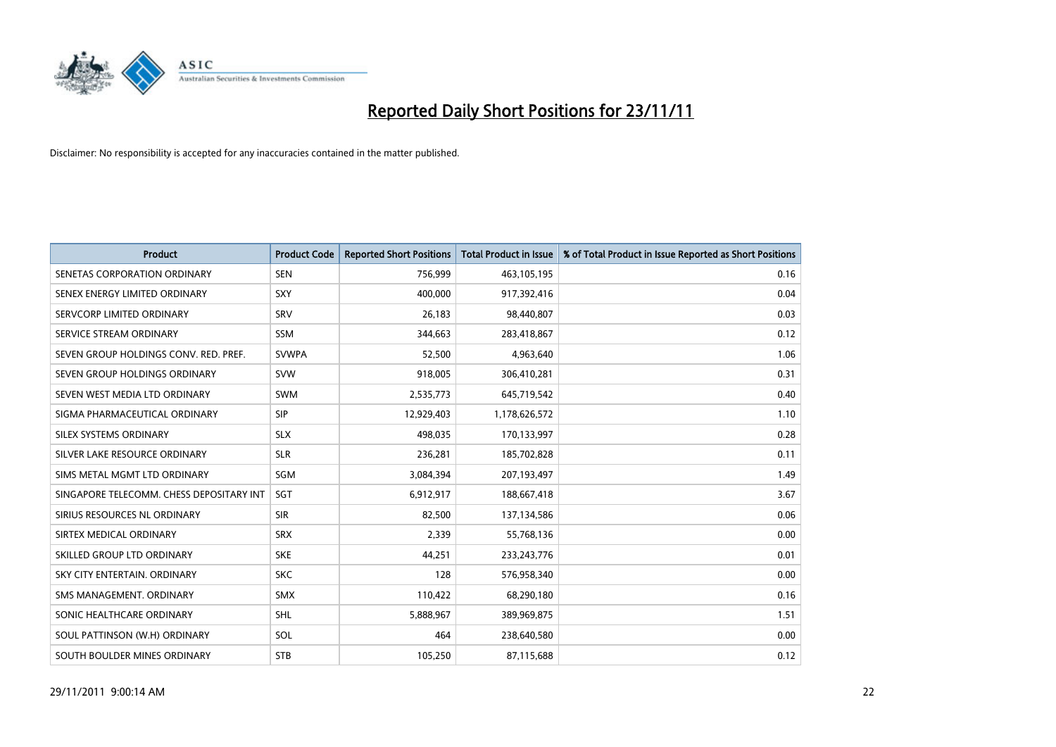# Reported Daily Short Positions for 23/11/11

Disclaimer: No responsibility is accepted for any inaccuracies contained in the matter published.

| Product | Product Code | Reported Short Positions | Total Product in Issue | % of Total Product in Issue Reported as Short Positions |
|---|---|---|---|---|
| SENETAS CORPORATION ORDINARY | SEN | 756,999 | 463,105,195 | 0.16 |
| SENEX ENERGY LIMITED ORDINARY | SXY | 400,000 | 917,392,416 | 0.04 |
| SERVCORP LIMITED ORDINARY | SRV | 26,183 | 98,440,807 | 0.03 |
| SERVICE STREAM ORDINARY | SSM | 344,663 | 283,418,867 | 0.12 |
| SEVEN GROUP HOLDINGS CONV. RED. PREF. | SVWPA | 52,500 | 4,963,640 | 1.06 |
| SEVEN GROUP HOLDINGS ORDINARY | SVW | 918,005 | 306,410,281 | 0.31 |
| SEVEN WEST MEDIA LTD ORDINARY | SWM | 2,535,773 | 645,719,542 | 0.40 |
| SIGMA PHARMACEUTICAL ORDINARY | SIP | 12,929,403 | 1,178,626,572 | 1.10 |
| SILEX SYSTEMS ORDINARY | SLX | 498,035 | 170,133,997 | 0.28 |
| SILVER LAKE RESOURCE ORDINARY | SLR | 236,281 | 185,702,828 | 0.11 |
| SIMS METAL MGMT LTD ORDINARY | SGM | 3,084,394 | 207,193,497 | 1.49 |
| SINGAPORE TELECOMM. CHESS DEPOSITARY INT | SGT | 6,912,917 | 188,667,418 | 3.67 |
| SIRIUS RESOURCES NL ORDINARY | SIR | 82,500 | 137,134,586 | 0.06 |
| SIRTEX MEDICAL ORDINARY | SRX | 2,339 | 55,768,136 | 0.00 |
| SKILLED GROUP LTD ORDINARY | SKE | 44,251 | 233,243,776 | 0.01 |
| SKY CITY ENTERTAIN. ORDINARY | SKC | 128 | 576,958,340 | 0.00 |
| SMS MANAGEMENT. ORDINARY | SMX | 110,422 | 68,290,180 | 0.16 |
| SONIC HEALTHCARE ORDINARY | SHL | 5,888,967 | 389,969,875 | 1.51 |
| SOUL PATTINSON (W.H) ORDINARY | SOL | 464 | 238,640,580 | 0.00 |
| SOUTH BOULDER MINES ORDINARY | STB | 105,250 | 87,115,688 | 0.12 |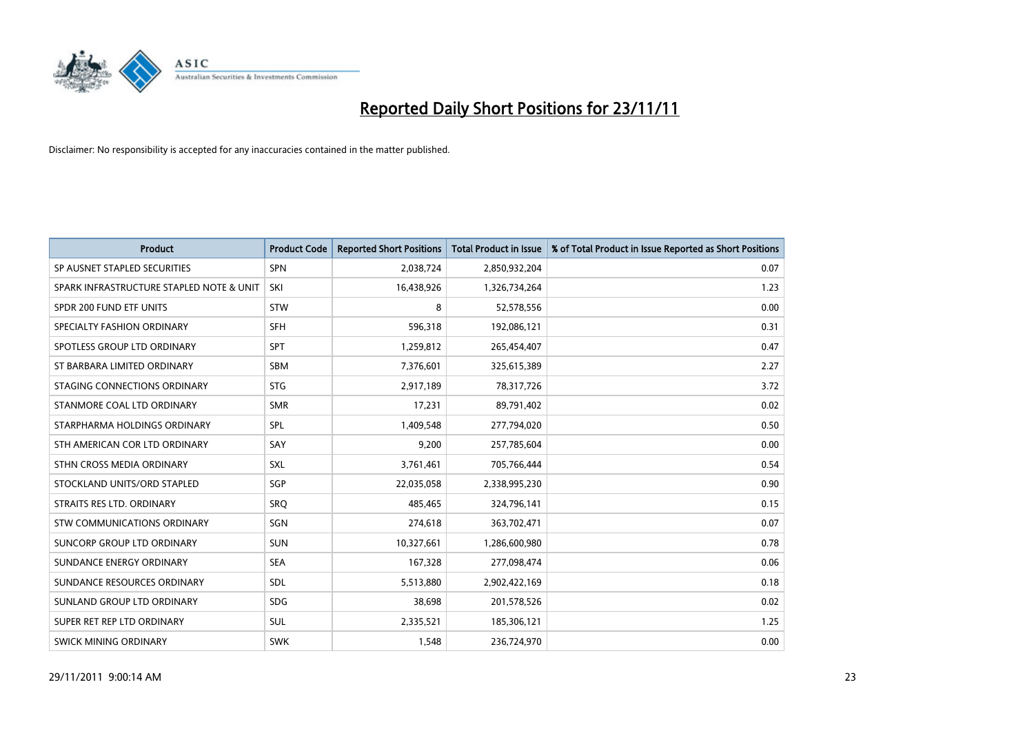# Reported Daily Short Positions for 23/11/11

Disclaimer: No responsibility is accepted for any inaccuracies contained in the matter published.

| Product | Product Code | Reported Short Positions | Total Product in Issue | % of Total Product in Issue Reported as Short Positions |
|---|---|---|---|---|
| SP AUSNET STAPLED SECURITIES | SPN | 2,038,724 | 2,850,932,204 | 0.07 |
| SPARK INFRASTRUCTURE STAPLED NOTE & UNIT | SKI | 16,438,926 | 1,326,734,264 | 1.23 |
| SPDR 200 FUND ETF UNITS | STW | 8 | 52,578,556 | 0.00 |
| SPECIALTY FASHION ORDINARY | SFH | 596,318 | 192,086,121 | 0.31 |
| SPOTLESS GROUP LTD ORDINARY | SPT | 1,259,812 | 265,454,407 | 0.47 |
| ST BARBARA LIMITED ORDINARY | SBM | 7,376,601 | 325,615,389 | 2.27 |
| STAGING CONNECTIONS ORDINARY | STG | 2,917,189 | 78,317,726 | 3.72 |
| STANMORE COAL LTD ORDINARY | SMR | 17,231 | 89,791,402 | 0.02 |
| STARPHARMA HOLDINGS ORDINARY | SPL | 1,409,548 | 277,794,020 | 0.50 |
| STH AMERICAN COR LTD ORDINARY | SAY | 9,200 | 257,785,604 | 0.00 |
| STHN CROSS MEDIA ORDINARY | SXL | 3,761,461 | 705,766,444 | 0.54 |
| STOCKLAND UNITS/ORD STAPLED | SGP | 22,035,058 | 2,338,995,230 | 0.90 |
| STRAITS RES LTD. ORDINARY | SRQ | 485,465 | 324,796,141 | 0.15 |
| STW COMMUNICATIONS ORDINARY | SGN | 274,618 | 363,702,471 | 0.07 |
| SUNCORP GROUP LTD ORDINARY | SUN | 10,327,661 | 1,286,600,980 | 0.78 |
| SUNDANCE ENERGY ORDINARY | SEA | 167,328 | 277,098,474 | 0.06 |
| SUNDANCE RESOURCES ORDINARY | SDL | 5,513,880 | 2,902,422,169 | 0.18 |
| SUNLAND GROUP LTD ORDINARY | SDG | 38,698 | 201,578,526 | 0.02 |
| SUPER RET REP LTD ORDINARY | SUL | 2,335,521 | 185,306,121 | 1.25 |
| SWICK MINING ORDINARY | SWK | 1,548 | 236,724,970 | 0.00 |

29/11/2011 9:00:14 AM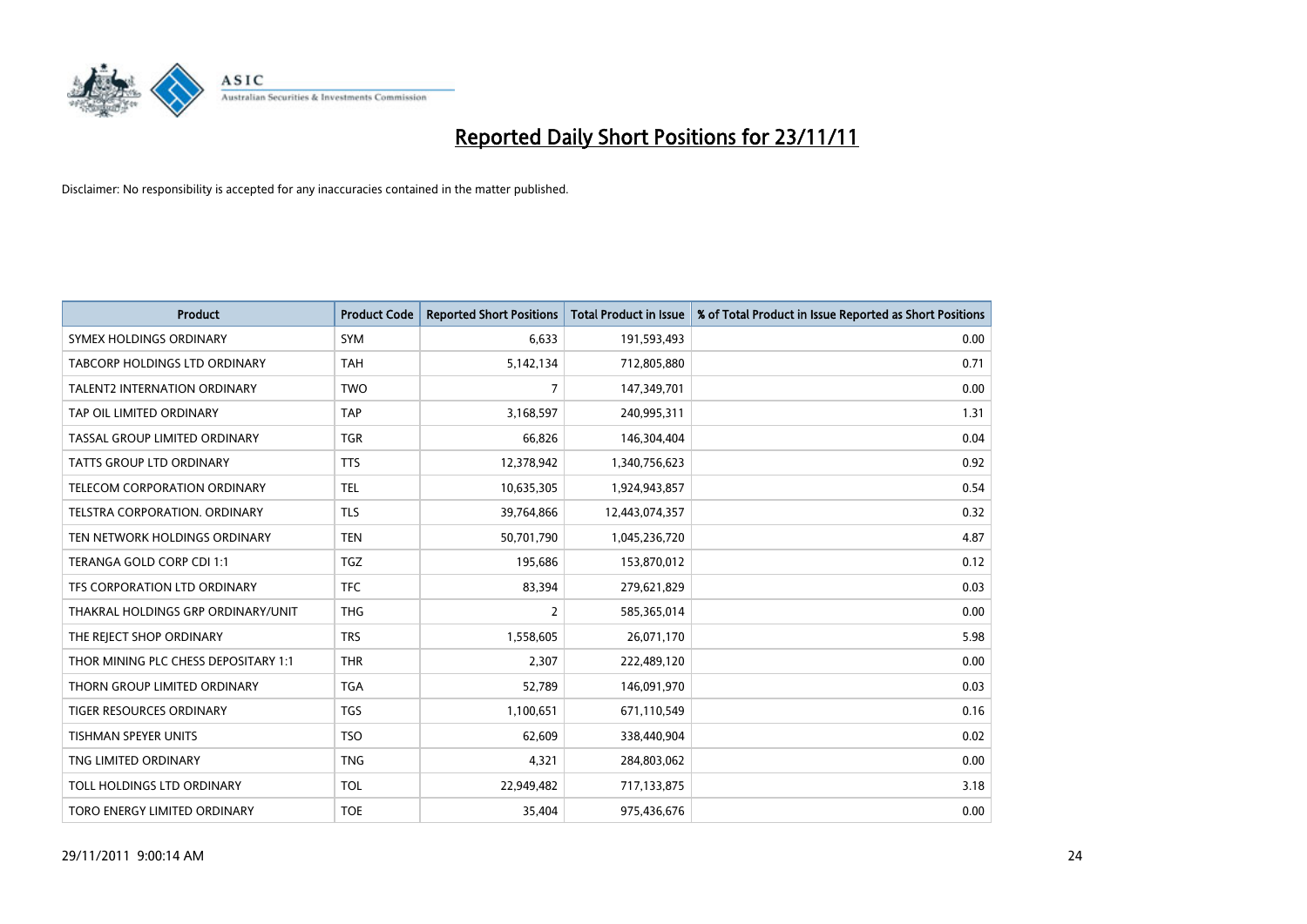# Reported Daily Short Positions for 23/11/11

Disclaimer: No responsibility is accepted for any inaccuracies contained in the matter published.

| Product | Product Code | Reported Short Positions | Total Product in Issue | % of Total Product in Issue Reported as Short Positions |
|---|---|---|---|---|
| SYMEX HOLDINGS ORDINARY | SYM | 6,633 | 191,593,493 | 0.00 |
| TABCORP HOLDINGS LTD ORDINARY | TAH | 5,142,134 | 712,805,880 | 0.71 |
| TALENT2 INTERNATION ORDINARY | TWO | 7 | 147,349,701 | 0.00 |
| TAP OIL LIMITED ORDINARY | TAP | 3,168,597 | 240,995,311 | 1.31 |
| TASSAL GROUP LIMITED ORDINARY | TGR | 66,826 | 146,304,404 | 0.04 |
| TATTS GROUP LTD ORDINARY | TTS | 12,378,942 | 1,340,756,623 | 0.92 |
| TELECOM CORPORATION ORDINARY | TEL | 10,635,305 | 1,924,943,857 | 0.54 |
| TELSTRA CORPORATION. ORDINARY | TLS | 39,764,866 | 12,443,074,357 | 0.32 |
| TEN NETWORK HOLDINGS ORDINARY | TEN | 50,701,790 | 1,045,236,720 | 4.87 |
| TERANGA GOLD CORP CDI 1:1 | TGZ | 195,686 | 153,870,012 | 0.12 |
| TFS CORPORATION LTD ORDINARY | TFC | 83,394 | 279,621,829 | 0.03 |
| THAKRAL HOLDINGS GRP ORDINARY/UNIT | THG | 2 | 585,365,014 | 0.00 |
| THE REJECT SHOP ORDINARY | TRS | 1,558,605 | 26,071,170 | 5.98 |
| THOR MINING PLC CHESS DEPOSITARY 1:1 | THR | 2,307 | 222,489,120 | 0.00 |
| THORN GROUP LIMITED ORDINARY | TGA | 52,789 | 146,091,970 | 0.03 |
| TIGER RESOURCES ORDINARY | TGS | 1,100,651 | 671,110,549 | 0.16 |
| TISHMAN SPEYER UNITS | TSO | 62,609 | 338,440,904 | 0.02 |
| TNG LIMITED ORDINARY | TNG | 4,321 | 284,803,062 | 0.00 |
| TOLL HOLDINGS LTD ORDINARY | TOL | 22,949,482 | 717,133,875 | 3.18 |
| TORO ENERGY LIMITED ORDINARY | TOE | 35,404 | 975,436,676 | 0.00 |

29/11/2011 9:00:14 AM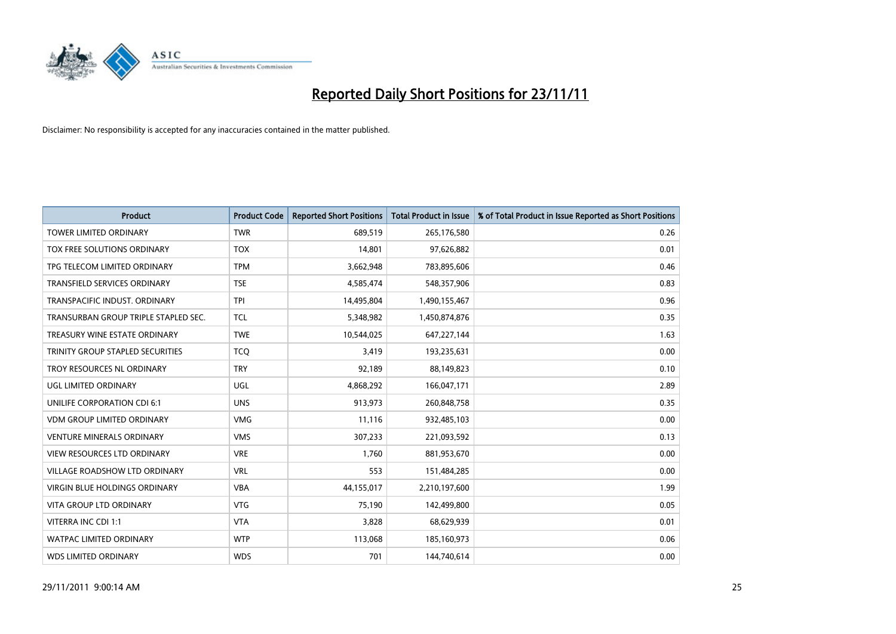# Reported Daily Short Positions for 23/11/11

Disclaimer: No responsibility is accepted for any inaccuracies contained in the matter published.

| Product | Product Code | Reported Short Positions | Total Product in Issue | % of Total Product in Issue Reported as Short Positions |
|---|---|---|---|---|
| TOWER LIMITED ORDINARY | TWR | 689,519 | 265,176,580 | 0.26 |
| TOX FREE SOLUTIONS ORDINARY | TOX | 14,801 | 97,626,882 | 0.01 |
| TPG TELECOM LIMITED ORDINARY | TPM | 3,662,948 | 783,895,606 | 0.46 |
| TRANSFIELD SERVICES ORDINARY | TSE | 4,585,474 | 548,357,906 | 0.83 |
| TRANSPACIFIC INDUST. ORDINARY | TPI | 14,495,804 | 1,490,155,467 | 0.96 |
| TRANSURBAN GROUP TRIPLE STAPLED SEC. | TCL | 5,348,982 | 1,450,874,876 | 0.35 |
| TREASURY WINE ESTATE ORDINARY | TWE | 10,544,025 | 647,227,144 | 1.63 |
| TRINITY GROUP STAPLED SECURITIES | TCQ | 3,419 | 193,235,631 | 0.00 |
| TROY RESOURCES NL ORDINARY | TRY | 92,189 | 88,149,823 | 0.10 |
| UGL LIMITED ORDINARY | UGL | 4,868,292 | 166,047,171 | 2.89 |
| UNILIFE CORPORATION CDI 6:1 | UNS | 913,973 | 260,848,758 | 0.35 |
| VDM GROUP LIMITED ORDINARY | VMG | 11,116 | 932,485,103 | 0.00 |
| VENTURE MINERALS ORDINARY | VMS | 307,233 | 221,093,592 | 0.13 |
| VIEW RESOURCES LTD ORDINARY | VRE | 1,760 | 881,953,670 | 0.00 |
| VILLAGE ROADSHOW LTD ORDINARY | VRL | 553 | 151,484,285 | 0.00 |
| VIRGIN BLUE HOLDINGS ORDINARY | VBA | 44,155,017 | 2,210,197,600 | 1.99 |
| VITA GROUP LTD ORDINARY | VTG | 75,190 | 142,499,800 | 0.05 |
| VITERRA INC CDI 1:1 | VTA | 3,828 | 68,629,939 | 0.01 |
| WATPAC LIMITED ORDINARY | WTP | 113,068 | 185,160,973 | 0.06 |
| WDS LIMITED ORDINARY | WDS | 701 | 144,740,614 | 0.00 |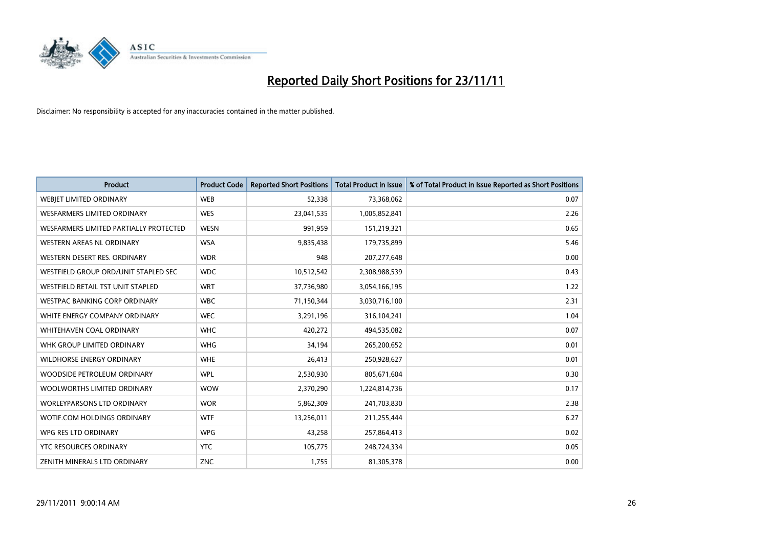# Reported Daily Short Positions for 23/11/11

Disclaimer: No responsibility is accepted for any inaccuracies contained in the matter published.

| Product | Product Code | Reported Short Positions | Total Product in Issue | % of Total Product in Issue Reported as Short Positions |
|---|---|---|---|---|
| WEBJET LIMITED ORDINARY | WEB | 52,338 | 73,368,062 | 0.07 |
| WESFARMERS LIMITED ORDINARY | WES | 23,041,535 | 1,005,852,841 | 2.26 |
| WESFARMERS LIMITED PARTIALLY PROTECTED | WESN | 991,959 | 151,219,321 | 0.65 |
| WESTERN AREAS NL ORDINARY | WSA | 9,835,438 | 179,735,899 | 5.46 |
| WESTERN DESERT RES. ORDINARY | WDR | 948 | 207,277,648 | 0.00 |
| WESTFIELD GROUP ORD/UNIT STAPLED SEC | WDC | 10,512,542 | 2,308,988,539 | 0.43 |
| WESTFIELD RETAIL TST UNIT STAPLED | WRT | 37,736,980 | 3,054,166,195 | 1.22 |
| WESTPAC BANKING CORP ORDINARY | WBC | 71,150,344 | 3,030,716,100 | 2.31 |
| WHITE ENERGY COMPANY ORDINARY | WEC | 3,291,196 | 316,104,241 | 1.04 |
| WHITEHAVEN COAL ORDINARY | WHC | 420,272 | 494,535,082 | 0.07 |
| WHK GROUP LIMITED ORDINARY | WHG | 34,194 | 265,200,652 | 0.01 |
| WILDHORSE ENERGY ORDINARY | WHE | 26,413 | 250,928,627 | 0.01 |
| WOODSIDE PETROLEUM ORDINARY | WPL | 2,530,930 | 805,671,604 | 0.30 |
| WOOLWORTHS LIMITED ORDINARY | WOW | 2,370,290 | 1,224,814,736 | 0.17 |
| WORLEYPARSONS LTD ORDINARY | WOR | 5,862,309 | 241,703,830 | 2.38 |
| WOTIF.COM HOLDINGS ORDINARY | WTF | 13,256,011 | 211,255,444 | 6.27 |
| WPG RES LTD ORDINARY | WPG | 43,258 | 257,864,413 | 0.02 |
| YTC RESOURCES ORDINARY | YTC | 105,775 | 248,724,334 | 0.05 |
| ZENITH MINERALS LTD ORDINARY | ZNC | 1,755 | 81,305,378 | 0.00 |

29/11/2011 9:00:14 AM